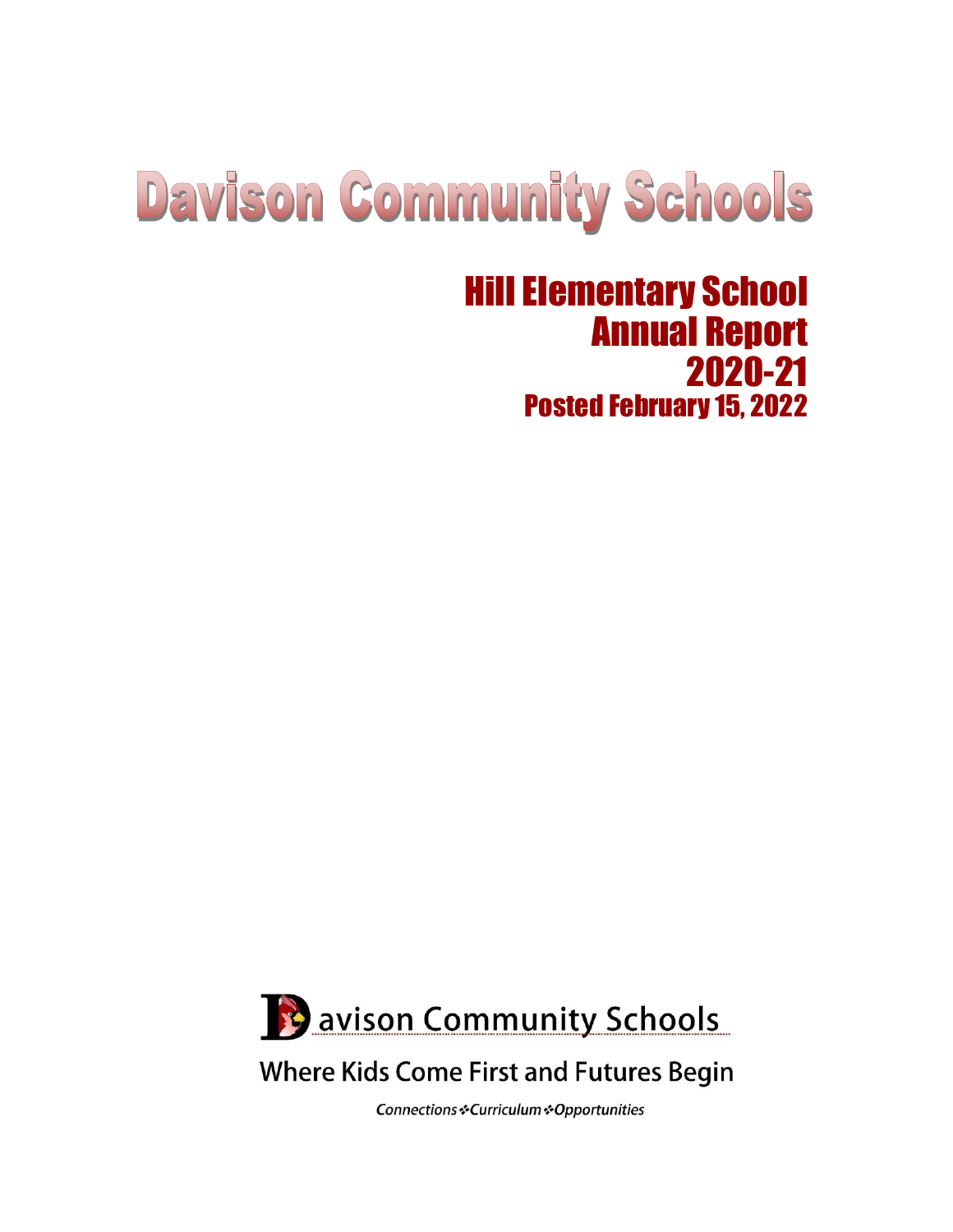# Davison Community Schools

## Hill Elementary School
## Annual Report
## 2020-21
### Posted February 15, 2022

Davison Community Schools

Where Kids Come First and Futures Begin

*Connections ❖ Curriculum ❖ Opportunities*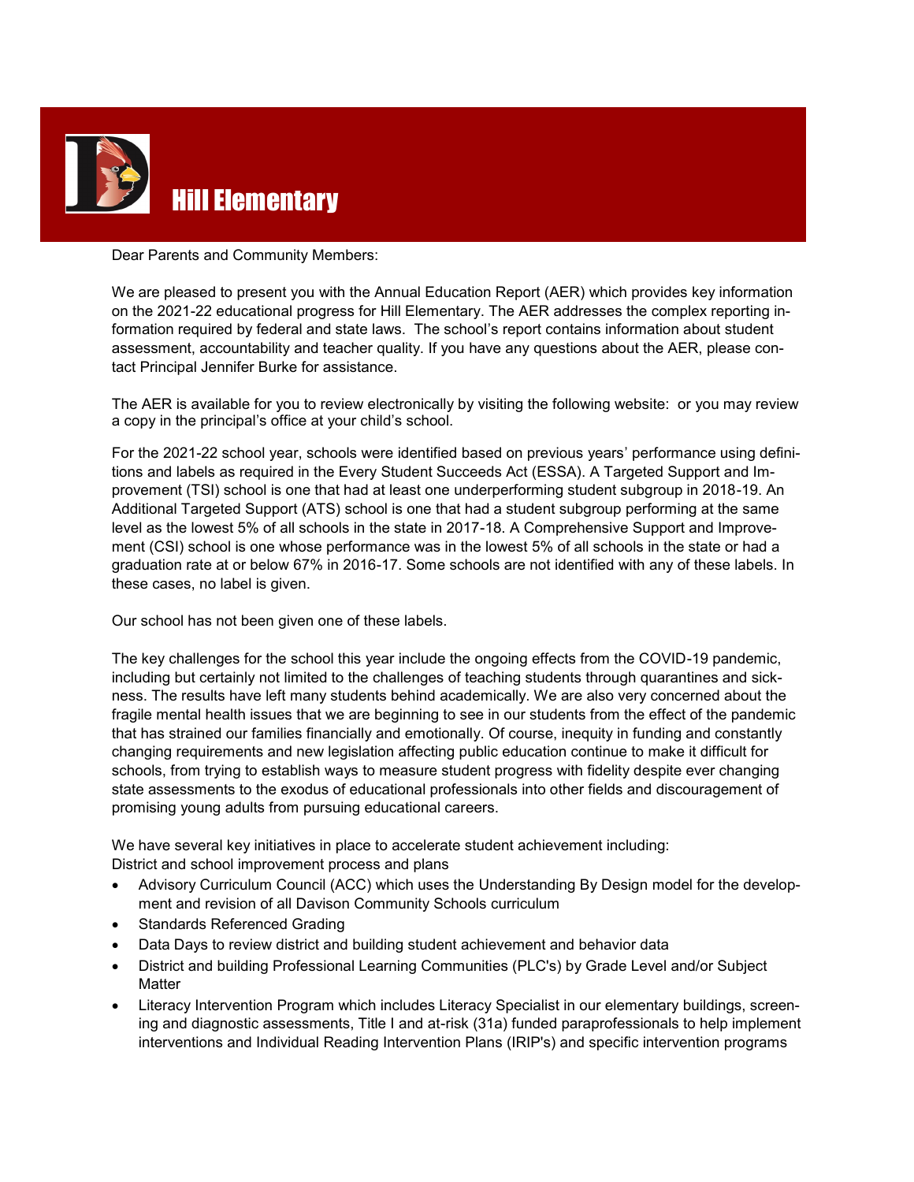# Hill Elementary

Dear Parents and Community Members:

We are pleased to present you with the Annual Education Report (AER) which provides key information on the 2021-22 educational progress for Hill Elementary. The AER addresses the complex reporting information required by federal and state laws. The school's report contains information about student assessment, accountability and teacher quality. If you have any questions about the AER, please contact Principal Jennifer Burke for assistance.

The AER is available for you to review electronically by visiting the following website: or you may review a copy in the principal's office at your child's school.

For the 2021-22 school year, schools were identified based on previous years' performance using definitions and labels as required in the Every Student Succeeds Act (ESSA). A Targeted Support and Improvement (TSI) school is one that had at least one underperforming student subgroup in 2018-19. An Additional Targeted Support (ATS) school is one that had a student subgroup performing at the same level as the lowest 5% of all schools in the state in 2017-18. A Comprehensive Support and Improvement (CSI) school is one whose performance was in the lowest 5% of all schools in the state or had a graduation rate at or below 67% in 2016-17. Some schools are not identified with any of these labels. In these cases, no label is given.

Our school has not been given one of these labels.

The key challenges for the school this year include the ongoing effects from the COVID-19 pandemic, including but certainly not limited to the challenges of teaching students through quarantines and sickness. The results have left many students behind academically. We are also very concerned about the fragile mental health issues that we are beginning to see in our students from the effect of the pandemic that has strained our families financially and emotionally. Of course, inequity in funding and constantly changing requirements and new legislation affecting public education continue to make it difficult for schools, from trying to establish ways to measure student progress with fidelity despite ever changing state assessments to the exodus of educational professionals into other fields and discouragement of promising young adults from pursuing educational careers.

We have several key initiatives in place to accelerate student achievement including:
District and school improvement process and plans

- Advisory Curriculum Council (ACC) which uses the Understanding By Design model for the development and revision of all Davison Community Schools curriculum
- Standards Referenced Grading
- Data Days to review district and building student achievement and behavior data
- District and building Professional Learning Communities (PLC's) by Grade Level and/or Subject Matter
- Literacy Intervention Program which includes Literacy Specialist in our elementary buildings, screening and diagnostic assessments, Title I and at-risk (31a) funded paraprofessionals to help implement interventions and Individual Reading Intervention Plans (IRIP's) and specific intervention programs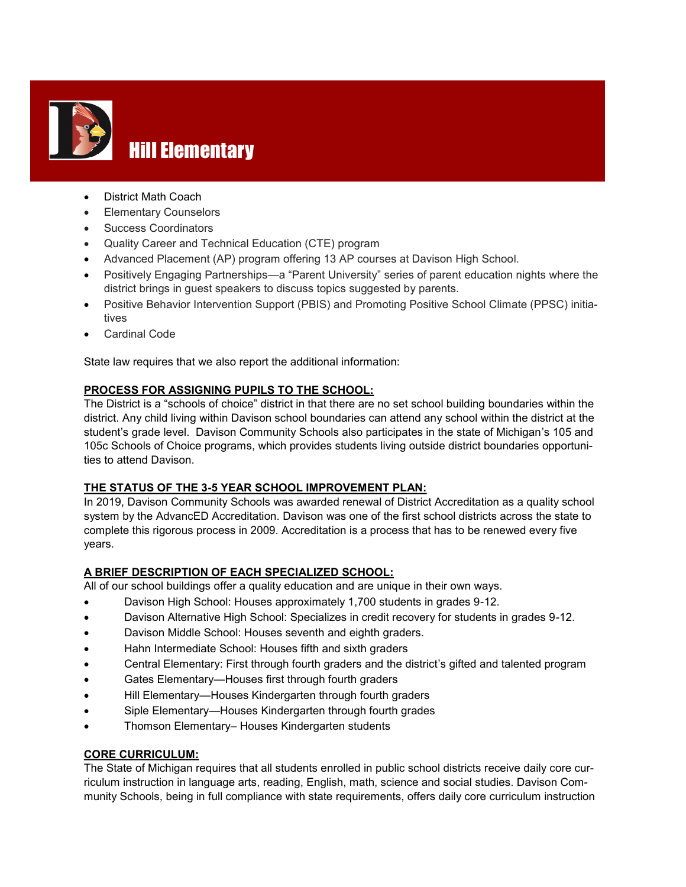# Hill Elementary

- District Math Coach
- Elementary Counselors
- Success Coordinators
- Quality Career and Technical Education (CTE) program
- Advanced Placement (AP) program offering 13 AP courses at Davison High School.
- Positively Engaging Partnerships—a "Parent University" series of parent education nights where the district brings in guest speakers to discuss topics suggested by parents.
- Positive Behavior Intervention Support (PBIS) and Promoting Positive School Climate (PPSC) initiatives
- Cardinal Code

State law requires that we also report the additional information:

**PROCESS FOR ASSIGNING PUPILS TO THE SCHOOL:**

The District is a "schools of choice" district in that there are no set school building boundaries within the district. Any child living within Davison school boundaries can attend any school within the district at the student's grade level. Davison Community Schools also participates in the state of Michigan's 105 and 105c Schools of Choice programs, which provides students living outside district boundaries opportunities to attend Davison.

**THE STATUS OF THE 3-5 YEAR SCHOOL IMPROVEMENT PLAN:**

In 2019, Davison Community Schools was awarded renewal of District Accreditation as a quality school system by the AdvancED Accreditation. Davison was one of the first school districts across the state to complete this rigorous process in 2009. Accreditation is a process that has to be renewed every five years.

**A BRIEF DESCRIPTION OF EACH SPECIALIZED SCHOOL:**

All of our school buildings offer a quality education and are unique in their own ways.

- Davison High School: Houses approximately 1,700 students in grades 9-12.
- Davison Alternative High School: Specializes in credit recovery for students in grades 9-12.
- Davison Middle School: Houses seventh and eighth graders.
- Hahn Intermediate School: Houses fifth and sixth graders
- Central Elementary: First through fourth graders and the district's gifted and talented program
- Gates Elementary—Houses first through fourth graders
- Hill Elementary—Houses Kindergarten through fourth graders
- Siple Elementary—Houses Kindergarten through fourth grades
- Thomson Elementary– Houses Kindergarten students

**CORE CURRICULUM:**

The State of Michigan requires that all students enrolled in public school districts receive daily core curriculum instruction in language arts, reading, English, math, science and social studies. Davison Community Schools, being in full compliance with state requirements, offers daily core curriculum instruction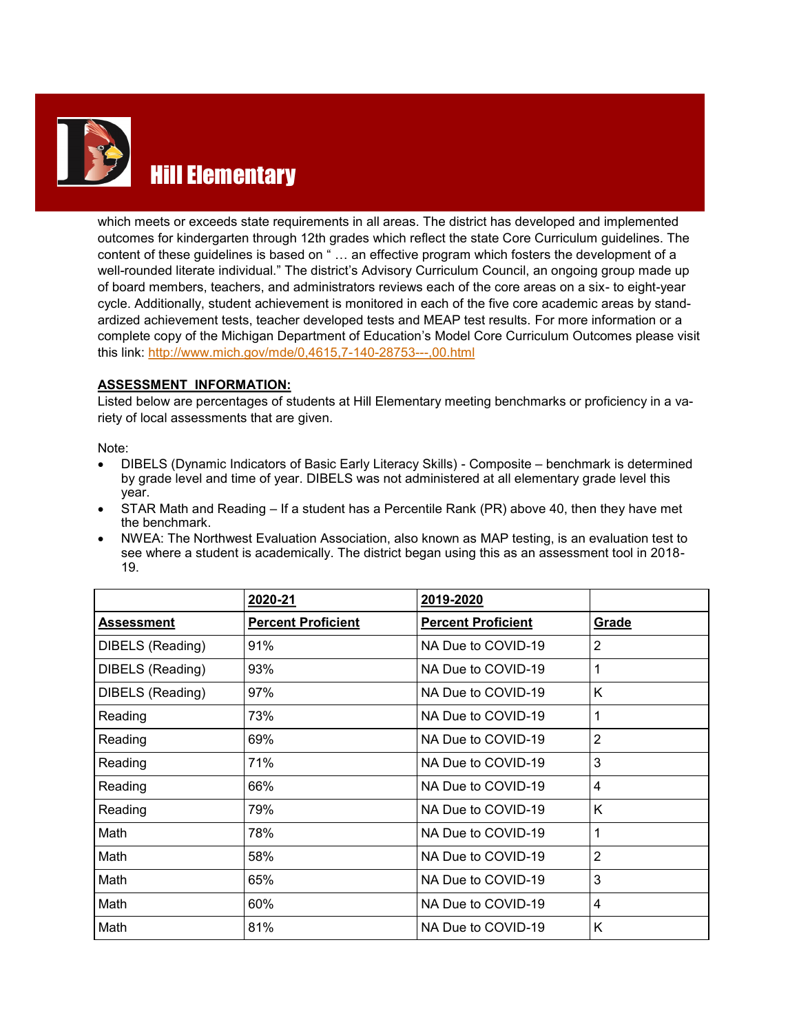# Hill Elementary

which meets or exceeds state requirements in all areas. The district has developed and implemented outcomes for kindergarten through 12th grades which reflect the state Core Curriculum guidelines. The content of these guidelines is based on " … an effective program which fosters the development of a well-rounded literate individual." The district's Advisory Curriculum Council, an ongoing group made up of board members, teachers, and administrators reviews each of the core areas on a six- to eight-year cycle. Additionally, student achievement is monitored in each of the five core academic areas by standardized achievement tests, teacher developed tests and MEAP test results. For more information or a complete copy of the Michigan Department of Education's Model Core Curriculum Outcomes please visit this link: http://www.mich.gov/mde/0,4615,7-140-28753---,00.html

**ASSESSMENT INFORMATION:**

Listed below are percentages of students at Hill Elementary meeting benchmarks or proficiency in a variety of local assessments that are given.

Note:

- DIBELS (Dynamic Indicators of Basic Early Literacy Skills) - Composite – benchmark is determined by grade level and time of year. DIBELS was not administered at all elementary grade level this year.
- STAR Math and Reading – If a student has a Percentile Rank (PR) above 40, then they have met the benchmark.
- NWEA: The Northwest Evaluation Association, also known as MAP testing, is an evaluation test to see where a student is academically. The district began using this as an assessment tool in 2018-19.

| | **2020-21** | **2019-2020** | |
|---|---|---|---|
| **Assessment** | **Percent Proficient** | **Percent Proficient** | **Grade** |
| DIBELS (Reading) | 91% | NA Due to COVID-19 | 2 |
| DIBELS (Reading) | 93% | NA Due to COVID-19 | 1 |
| DIBELS (Reading) | 97% | NA Due to COVID-19 | K |
| Reading | 73% | NA Due to COVID-19 | 1 |
| Reading | 69% | NA Due to COVID-19 | 2 |
| Reading | 71% | NA Due to COVID-19 | 3 |
| Reading | 66% | NA Due to COVID-19 | 4 |
| Reading | 79% | NA Due to COVID-19 | K |
| Math | 78% | NA Due to COVID-19 | 1 |
| Math | 58% | NA Due to COVID-19 | 2 |
| Math | 65% | NA Due to COVID-19 | 3 |
| Math | 60% | NA Due to COVID-19 | 4 |
| Math | 81% | NA Due to COVID-19 | K |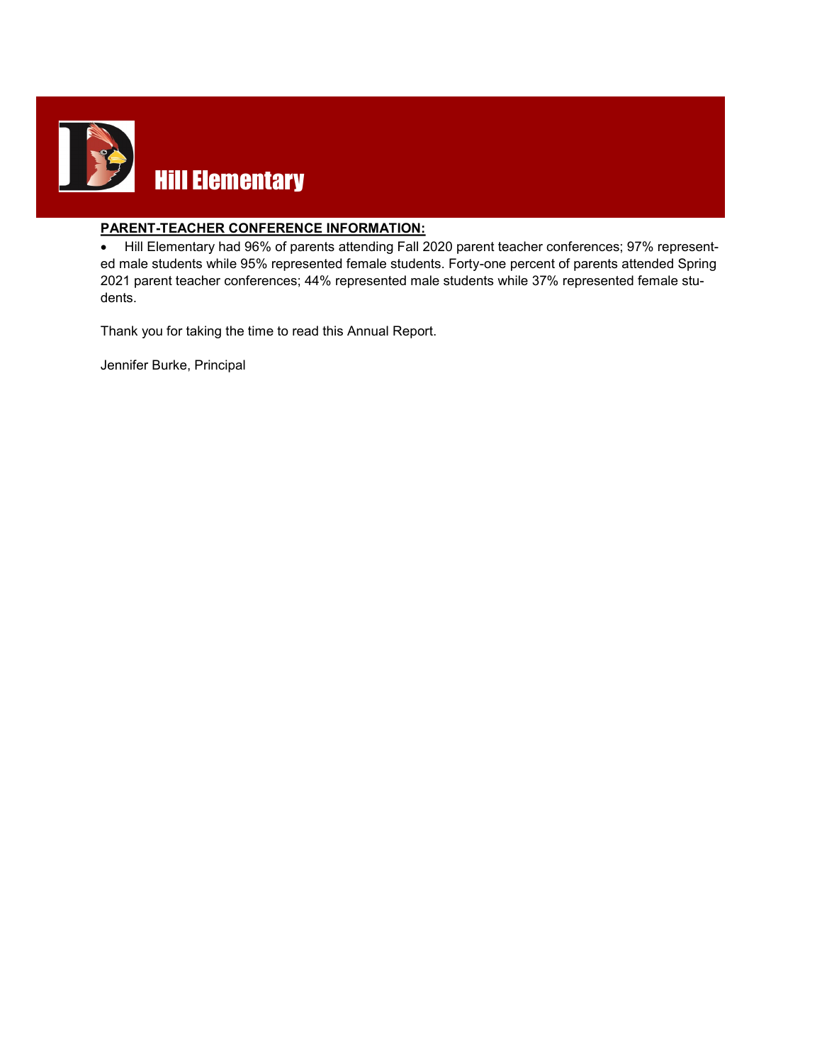# Hill Elementary

**PARENT-TEACHER CONFERENCE INFORMATION:**

- Hill Elementary had 96% of parents attending Fall 2020 parent teacher conferences; 97% represented male students while 95% represented female students. Forty-one percent of parents attended Spring 2021 parent teacher conferences; 44% represented male students while 37% represented female students.

Thank you for taking the time to read this Annual Report.

Jennifer Burke, Principal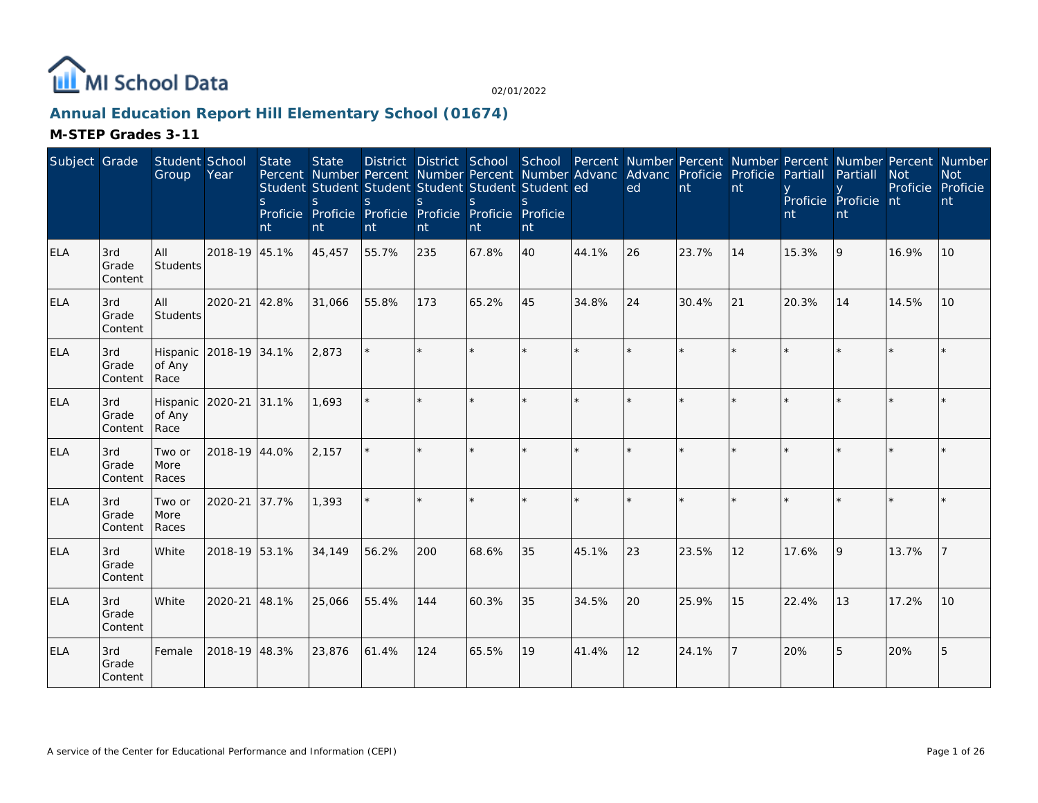MI School Data

02/01/2022

## Annual Education Report Hill Elementary School (01674)

### M-STEP Grades 3-11

| Subject | Grade | Student Group | School Year | State Percent Students Proficient | State Number Students Proficient | District Percent Students Proficient | District Number Students Proficient | School Percent Students Proficient | School Number Students Proficient | Percent Advanced | Number Advanced | Percent Proficient | Number Proficient | Percent Partially Proficient | Number Partially Proficient | Percent Not Proficient | Number Not Proficient |
|---|---|---|---|---|---|---|---|---|---|---|---|---|---|---|---|---|---|
| ELA | 3rd Grade Content | All Students | 2018-19 | 45.1% | 45,457 | 55.7% | 235 | 67.8% | 40 | 44.1% | 26 | 23.7% | 14 | 15.3% | 9 | 16.9% | 10 |
| ELA | 3rd Grade Content | All Students | 2020-21 | 42.8% | 31,066 | 55.8% | 173 | 65.2% | 45 | 34.8% | 24 | 30.4% | 21 | 20.3% | 14 | 14.5% | 10 |
| ELA | 3rd Grade Content | Hispanic of Any Race | 2018-19 | 34.1% | 2,873 | * | * | * | * | * | * | * | * | * | * | * | * |
| ELA | 3rd Grade Content | Hispanic of Any Race | 2020-21 | 31.1% | 1,693 | * | * | * | * | * | * | * | * | * | * | * | * |
| ELA | 3rd Grade Content | Two or More Races | 2018-19 | 44.0% | 2,157 | * | * | * | * | * | * | * | * | * | * | * | * |
| ELA | 3rd Grade Content | Two or More Races | 2020-21 | 37.7% | 1,393 | * | * | * | * | * | * | * | * | * | * | * | * |
| ELA | 3rd Grade Content | White | 2018-19 | 53.1% | 34,149 | 56.2% | 200 | 68.6% | 35 | 45.1% | 23 | 23.5% | 12 | 17.6% | 9 | 13.7% | 7 |
| ELA | 3rd Grade Content | White | 2020-21 | 48.1% | 25,066 | 55.4% | 144 | 60.3% | 35 | 34.5% | 20 | 25.9% | 15 | 22.4% | 13 | 17.2% | 10 |
| ELA | 3rd Grade Content | Female | 2018-19 | 48.3% | 23,876 | 61.4% | 124 | 65.5% | 19 | 41.4% | 12 | 24.1% | 7 | 20% | 5 | 20% | 5 |

A service of the Center for Educational Performance and Information (CEPI)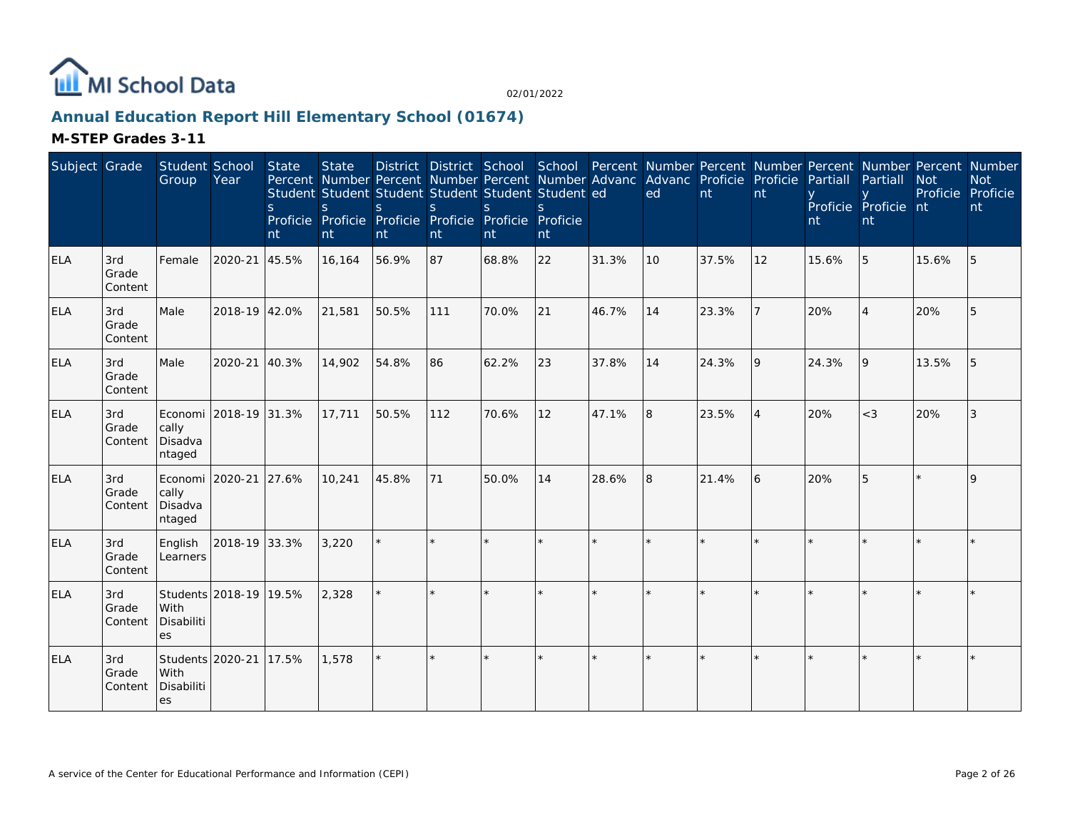# Annual Education Report Hill Elementary School (01674)

## M-STEP Grades 3-11

| Subject | Grade | Student Group | School Year | State Percent Students Proficient | State Number Students Proficient | District Percent Students Proficient | District Number Students Proficient | School Percent Students Proficient | School Number Students Proficient | Percent Advanced | Number Advanced | Percent Proficient | Number Proficient | Percent Partially Proficient | Number Partially Proficient | Percent Not Proficient | Number Not Proficient |
|---|---|---|---|---|---|---|---|---|---|---|---|---|---|---|---|---|---|
| ELA | 3rd Grade Content | Female | 2020-21 | 45.5% | 16,164 | 56.9% | 87 | 68.8% | 22 | 31.3% | 10 | 37.5% | 12 | 15.6% | 5 | 15.6% | 5 |
| ELA | 3rd Grade Content | Male | 2018-19 | 42.0% | 21,581 | 50.5% | 111 | 70.0% | 21 | 46.7% | 14 | 23.3% | 7 | 20% | 4 | 20% | 5 |
| ELA | 3rd Grade Content | Male | 2020-21 | 40.3% | 14,902 | 54.8% | 86 | 62.2% | 23 | 37.8% | 14 | 24.3% | 9 | 24.3% | 9 | 13.5% | 5 |
| ELA | 3rd Grade Content | Economically Disadvantaged | 2018-19 | 31.3% | 17,711 | 50.5% | 112 | 70.6% | 12 | 47.1% | 8 | 23.5% | 4 | 20% | <3 | 20% | 3 |
| ELA | 3rd Grade Content | Economically Disadvantaged | 2020-21 | 27.6% | 10,241 | 45.8% | 71 | 50.0% | 14 | 28.6% | 8 | 21.4% | 6 | 20% | 5 | * | 9 |
| ELA | 3rd Grade Content | English Learners | 2018-19 | 33.3% | 3,220 | * | * | * | * | * | * | * | * | * | * | * | * |
| ELA | 3rd Grade Content | Students With Disabilities | 2018-19 | 19.5% | 2,328 | * | * | * | * | * | * | * | * | * | * | * | * |
| ELA | 3rd Grade Content | Students With Disabilities | 2020-21 | 17.5% | 1,578 | * | * | * | * | * | * | * | * | * | * | * | * |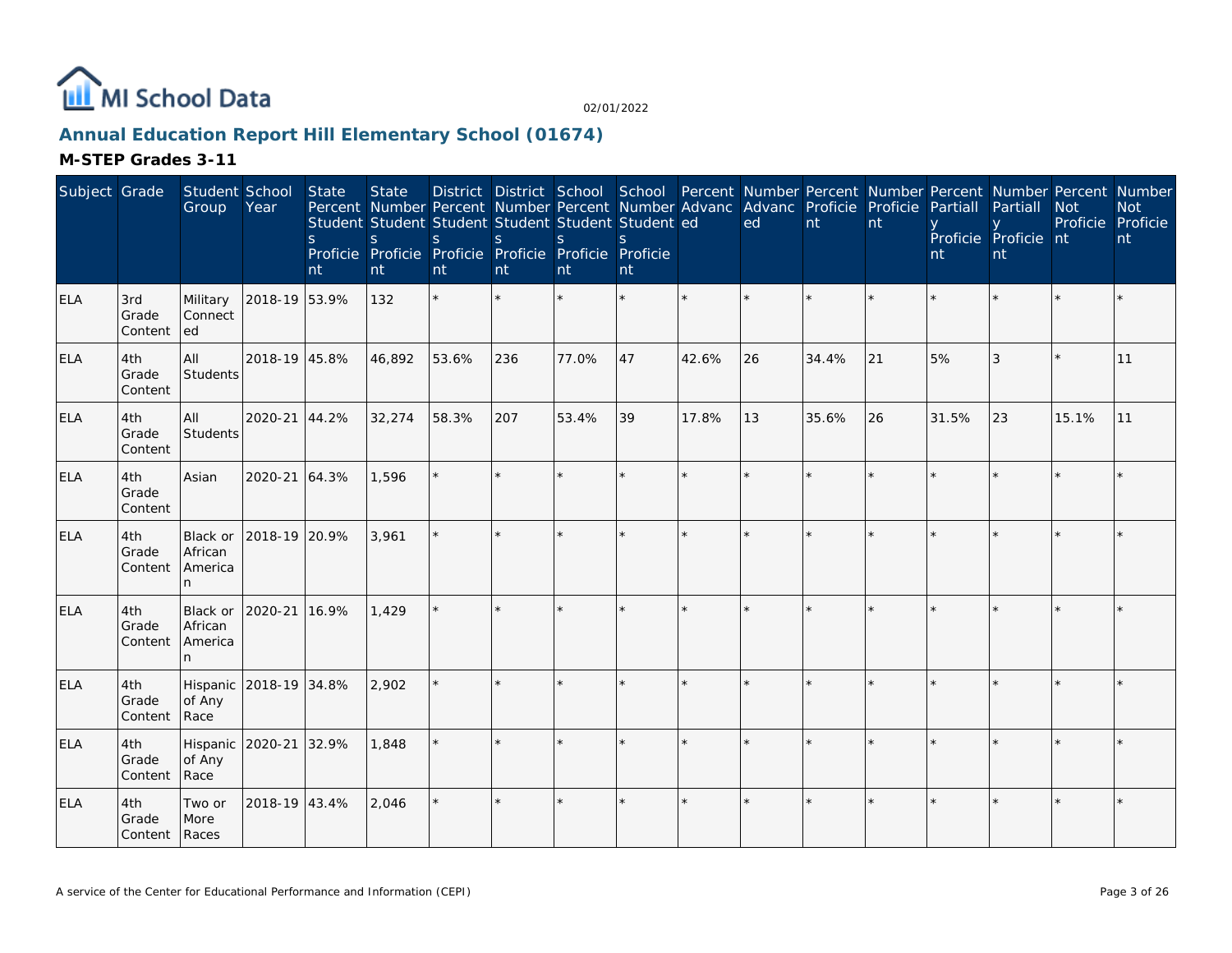# Annual Education Report Hill Elementary School (01674)

## M-STEP Grades 3-11

| Subject | Grade | Student Group | School Year | State Percent Students Proficient | State Number Students Proficient | District Percent Students Proficient | District Number Students Proficient | School Percent Students Proficient | School Number Students Proficient | Percent Advanced | Number Advanced | Percent Proficient | Number Proficient | Percent Partially Proficient | Number Partially Proficient | Percent Not Proficient | Number Not Proficient |
|---|---|---|---|---|---|---|---|---|---|---|---|---|---|---|---|---|---|
| ELA | 3rd Grade Content | Military Connected | 2018-19 | 53.9% | 132 | * | * | * | * | * | * | * | * | * | * | * | * |
| ELA | 4th Grade Content | All Students | 2018-19 | 45.8% | 46,892 | 53.6% | 236 | 77.0% | 47 | 42.6% | 26 | 34.4% | 21 | 5% | 3 | * | 11 |
| ELA | 4th Grade Content | All Students | 2020-21 | 44.2% | 32,274 | 58.3% | 207 | 53.4% | 39 | 17.8% | 13 | 35.6% | 26 | 31.5% | 23 | 15.1% | 11 |
| ELA | 4th Grade Content | Asian | 2020-21 | 64.3% | 1,596 | * | * | * | * | * | * | * | * | * | * | * | * |
| ELA | 4th Grade Content | Black or African American | 2018-19 | 20.9% | 3,961 | * | * | * | * | * | * | * | * | * | * | * | * |
| ELA | 4th Grade Content | Black or African American | 2020-21 | 16.9% | 1,429 | * | * | * | * | * | * | * | * | * | * | * | * |
| ELA | 4th Grade Content | Hispanic of Any Race | 2018-19 | 34.8% | 2,902 | * | * | * | * | * | * | * | * | * | * | * | * |
| ELA | 4th Grade Content | Hispanic of Any Race | 2020-21 | 32.9% | 1,848 | * | * | * | * | * | * | * | * | * | * | * | * |
| ELA | 4th Grade Content | Two or More Races | 2018-19 | 43.4% | 2,046 | * | * | * | * | * | * | * | * | * | * | * | * |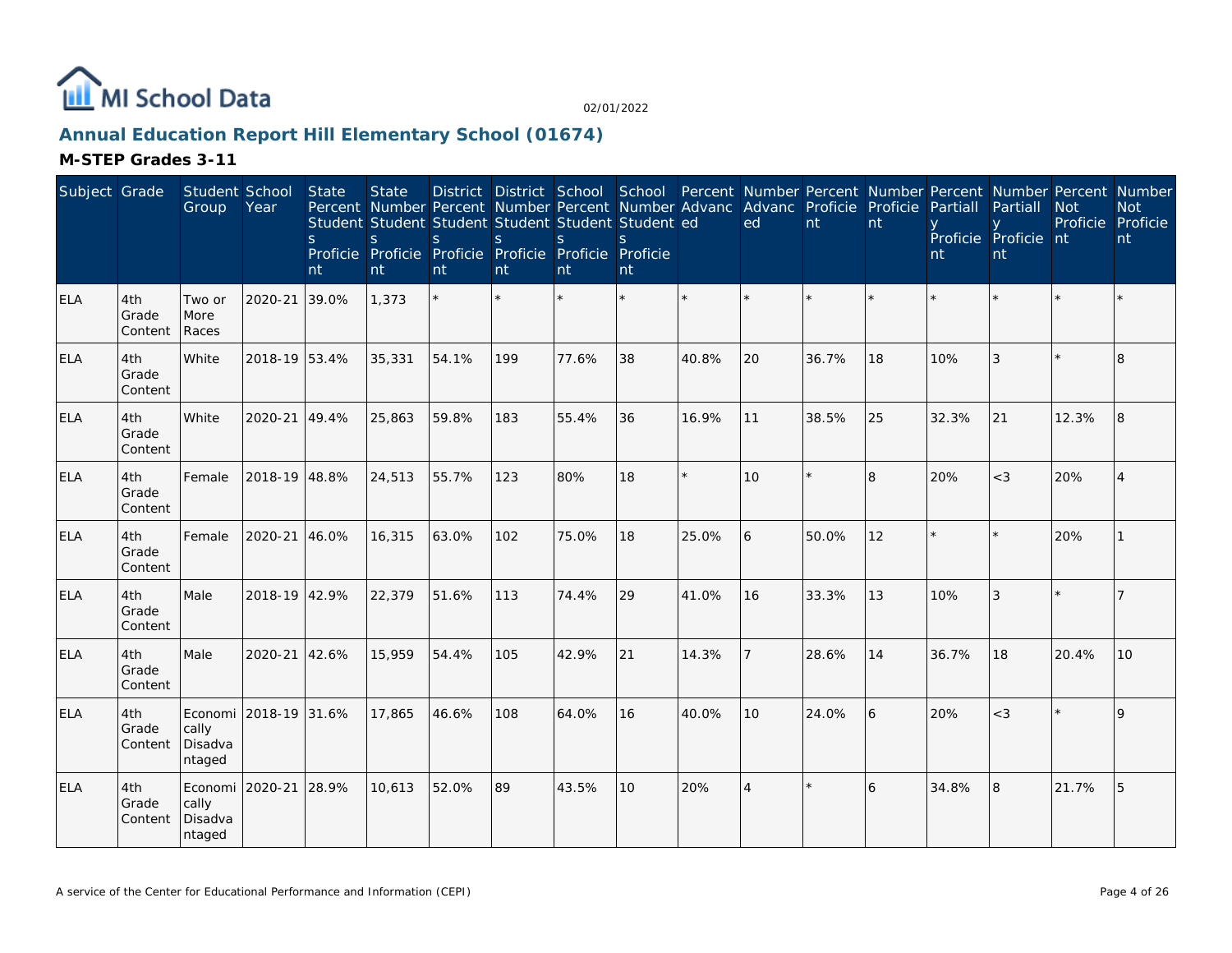# Annual Education Report Hill Elementary School (01674)

## M-STEP Grades 3-11

| Subject | Grade | Student Group | School Year | State Percent Students Proficient | State Number Students Proficient | District Percent Students Proficient | District Number Students Proficient | School Percent Students Proficient | School Number Students Proficient | Percent Advanced | Number Advanced | Percent Proficient | Number Proficient | Percent Partially Proficient | Number Partially Proficient | Percent Not Proficient | Number Not Proficient |
|---|---|---|---|---|---|---|---|---|---|---|---|---|---|---|---|---|---|
| ELA | 4th Grade Content | Two or More Races | 2020-21 | 39.0% | 1,373 | * | * | * | * | * | * | * | * | * | * | * | * |
| ELA | 4th Grade Content | White | 2018-19 | 53.4% | 35,331 | 54.1% | 199 | 77.6% | 38 | 40.8% | 20 | 36.7% | 18 | 10% | 3 | * | 8 |
| ELA | 4th Grade Content | White | 2020-21 | 49.4% | 25,863 | 59.8% | 183 | 55.4% | 36 | 16.9% | 11 | 38.5% | 25 | 32.3% | 21 | 12.3% | 8 |
| ELA | 4th Grade Content | Female | 2018-19 | 48.8% | 24,513 | 55.7% | 123 | 80% | 18 | * | 10 | * | 8 | 20% | <3 | 20% | 4 |
| ELA | 4th Grade Content | Female | 2020-21 | 46.0% | 16,315 | 63.0% | 102 | 75.0% | 18 | 25.0% | 6 | 50.0% | 12 | * | * | 20% | 1 |
| ELA | 4th Grade Content | Male | 2018-19 | 42.9% | 22,379 | 51.6% | 113 | 74.4% | 29 | 41.0% | 16 | 33.3% | 13 | 10% | 3 | * | 7 |
| ELA | 4th Grade Content | Male | 2020-21 | 42.6% | 15,959 | 54.4% | 105 | 42.9% | 21 | 14.3% | 7 | 28.6% | 14 | 36.7% | 18 | 20.4% | 10 |
| ELA | 4th Grade Content | Economically Disadvantaged | 2018-19 | 31.6% | 17,865 | 46.6% | 108 | 64.0% | 16 | 40.0% | 10 | 24.0% | 6 | 20% | <3 | * | 9 |
| ELA | 4th Grade Content | Economically Disadvantaged | 2020-21 | 28.9% | 10,613 | 52.0% | 89 | 43.5% | 10 | 20% | 4 | * | 6 | 34.8% | 8 | 21.7% | 5 |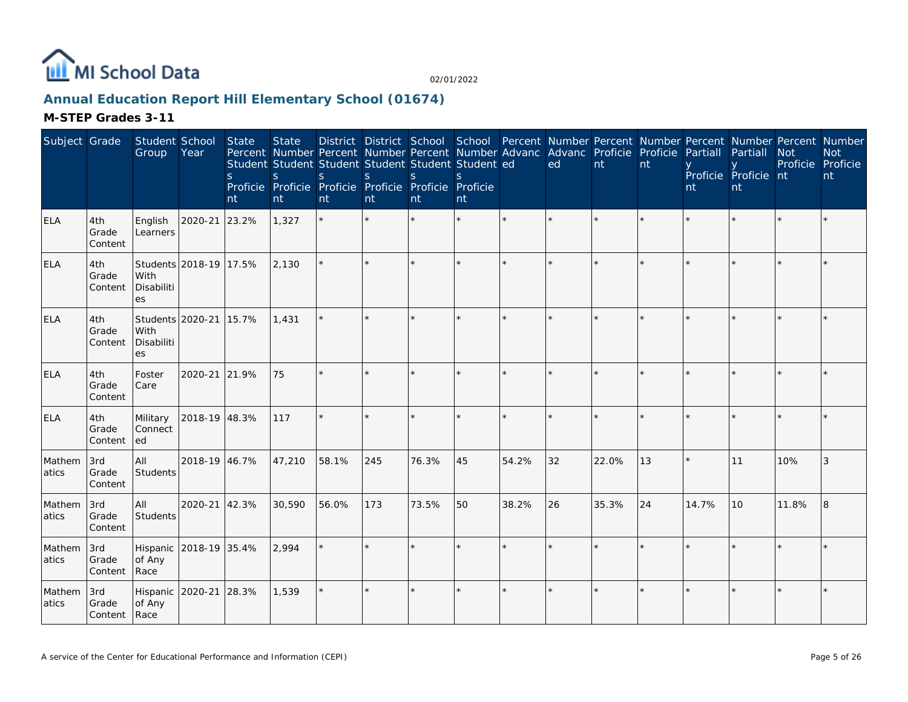# Annual Education Report Hill Elementary School (01674)

## M-STEP Grades 3-11

| Subject | Grade | Student Group | School Year | State Percent Students Proficient | State Number Students Proficient | District Percent Students Proficient | District Number Students Proficient | School Percent Students Proficient | School Number Students Proficient | Percent Advanced | Number Advanced | Percent Proficient | Number Proficient | Percent Partially Proficient | Number Partially Proficient | Percent Not Proficient | Number Not Proficient |
|---|---|---|---|---|---|---|---|---|---|---|---|---|---|---|---|---|---|
| ELA | 4th Grade Content | English Learners | 2020-21 | 23.2% | 1,327 | * | * | * | * | * | * | * | * | * | * | * | * |
| ELA | 4th Grade Content | Students With Disabilities | 2018-19 | 17.5% | 2,130 | * | * | * | * | * | * | * | * | * | * | * | * |
| ELA | 4th Grade Content | Students With Disabilities | 2020-21 | 15.7% | 1,431 | * | * | * | * | * | * | * | * | * | * | * | * |
| ELA | 4th Grade Content | Foster Care | 2020-21 | 21.9% | 75 | * | * | * | * | * | * | * | * | * | * | * | * |
| ELA | 4th Grade Content | Military Connected | 2018-19 | 48.3% | 117 | * | * | * | * | * | * | * | * | * | * | * | * |
| Mathematics | 3rd Grade Content | All Students | 2018-19 | 46.7% | 47,210 | 58.1% | 245 | 76.3% | 45 | 54.2% | 32 | 22.0% | 13 | * | 11 | 10% | 3 |
| Mathematics | 3rd Grade Content | All Students | 2020-21 | 42.3% | 30,590 | 56.0% | 173 | 73.5% | 50 | 38.2% | 26 | 35.3% | 24 | 14.7% | 10 | 11.8% | 8 |
| Mathematics | 3rd Grade Content | Hispanic of Any Race | 2018-19 | 35.4% | 2,994 | * | * | * | * | * | * | * | * | * | * | * | * |
| Mathematics | 3rd Grade Content | Hispanic of Any Race | 2020-21 | 28.3% | 1,539 | * | * | * | * | * | * | * | * | * | * | * | * |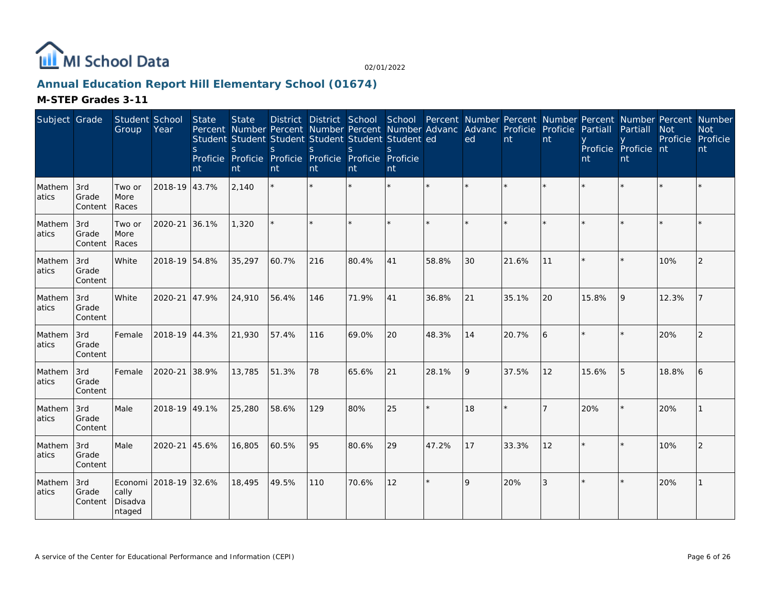# Annual Education Report Hill Elementary School (01674)

## M-STEP Grades 3-11

| Subject | Grade | Student Group | School Year | State Percent Students Proficient | State Number Students Proficient | District Percent Students Proficient | District Number Students Proficient | School Percent Students Proficient | School Number Students Proficient | Percent Advanced | Number Advanced | Percent Proficient | Number Proficient | Percent Partially Proficient | Number Partially Proficient | Percent Not Proficient | Number Not Proficient |
|---|---|---|---|---|---|---|---|---|---|---|---|---|---|---|---|---|---|
| Mathematics | 3rd Grade Content | Two or More Races | 2018-19 | 43.7% | 2,140 | * | * | * | * | * | * | * | * | * | * | * | * |
| Mathematics | 3rd Grade Content | Two or More Races | 2020-21 | 36.1% | 1,320 | * | * | * | * | * | * | * | * | * | * | * | * |
| Mathematics | 3rd Grade Content | White | 2018-19 | 54.8% | 35,297 | 60.7% | 216 | 80.4% | 41 | 58.8% | 30 | 21.6% | 11 | * | * | 10% | 2 |
| Mathematics | 3rd Grade Content | White | 2020-21 | 47.9% | 24,910 | 56.4% | 146 | 71.9% | 41 | 36.8% | 21 | 35.1% | 20 | 15.8% | 9 | 12.3% | 7 |
| Mathematics | 3rd Grade Content | Female | 2018-19 | 44.3% | 21,930 | 57.4% | 116 | 69.0% | 20 | 48.3% | 14 | 20.7% | 6 | * | * | 20% | 2 |
| Mathematics | 3rd Grade Content | Female | 2020-21 | 38.9% | 13,785 | 51.3% | 78 | 65.6% | 21 | 28.1% | 9 | 37.5% | 12 | 15.6% | 5 | 18.8% | 6 |
| Mathematics | 3rd Grade Content | Male | 2018-19 | 49.1% | 25,280 | 58.6% | 129 | 80% | 25 | * | 18 | * | 7 | 20% | * | 20% | 1 |
| Mathematics | 3rd Grade Content | Male | 2020-21 | 45.6% | 16,805 | 60.5% | 95 | 80.6% | 29 | 47.2% | 17 | 33.3% | 12 | * | * | 10% | 2 |
| Mathematics | 3rd Grade Content | Economically Disadvantaged | 2018-19 | 32.6% | 18,495 | 49.5% | 110 | 70.6% | 12 | * | 9 | 20% | 3 | * | * | 20% | 1 |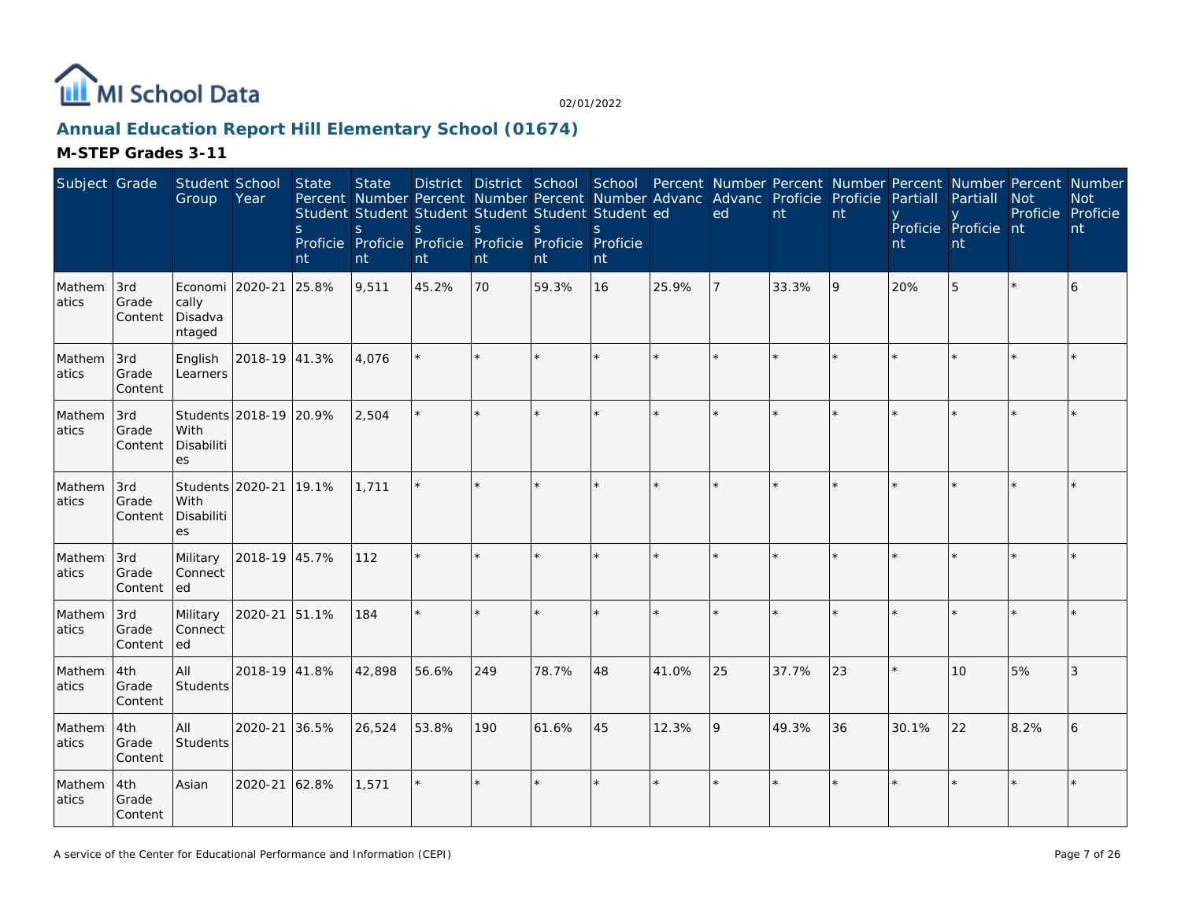# Annual Education Report Hill Elementary School (01674)

## M-STEP Grades 3-11

| Subject | Grade | Student Group | School Year | State Percent Students Proficient | State Number Students Proficient | District Percent Students Proficient | District Number Students Proficient | School Percent Students Proficient | School Number Students Proficient | Percent Advanced | Number Advanced | Percent Proficient | Number Proficient | Percent Partially Proficient | Number Partially Proficient | Percent Not Proficient | Number Not Proficient |
|---|---|---|---|---|---|---|---|---|---|---|---|---|---|---|---|---|---|
| Mathematics | 3rd Grade Content | Economically Disadvantaged | 2020-21 | 25.8% | 9,511 | 45.2% | 70 | 59.3% | 16 | 25.9% | 7 | 33.3% | 9 | 20% | 5 | * | 6 |
| Mathematics | 3rd Grade Content | English Learners | 2018-19 | 41.3% | 4,076 | * | * | * | * | * | * | * | * | * | * | * | * |
| Mathematics | 3rd Grade Content | Students With Disabilities | 2018-19 | 20.9% | 2,504 | * | * | * | * | * | * | * | * | * | * | * | * |
| Mathematics | 3rd Grade Content | Students With Disabilities | 2020-21 | 19.1% | 1,711 | * | * | * | * | * | * | * | * | * | * | * | * |
| Mathematics | 3rd Grade Content | Military Connected | 2018-19 | 45.7% | 112 | * | * | * | * | * | * | * | * | * | * | * | * |
| Mathematics | 3rd Grade Content | Military Connected | 2020-21 | 51.1% | 184 | * | * | * | * | * | * | * | * | * | * | * | * |
| Mathematics | 4th Grade Content | All Students | 2018-19 | 41.8% | 42,898 | 56.6% | 249 | 78.7% | 48 | 41.0% | 25 | 37.7% | 23 | * | 10 | 5% | 3 |
| Mathematics | 4th Grade Content | All Students | 2020-21 | 36.5% | 26,524 | 53.8% | 190 | 61.6% | 45 | 12.3% | 9 | 49.3% | 36 | 30.1% | 22 | 8.2% | 6 |
| Mathematics | 4th Grade Content | Asian | 2020-21 | 62.8% | 1,571 | * | * | * | * | * | * | * | * | * | * | * | * |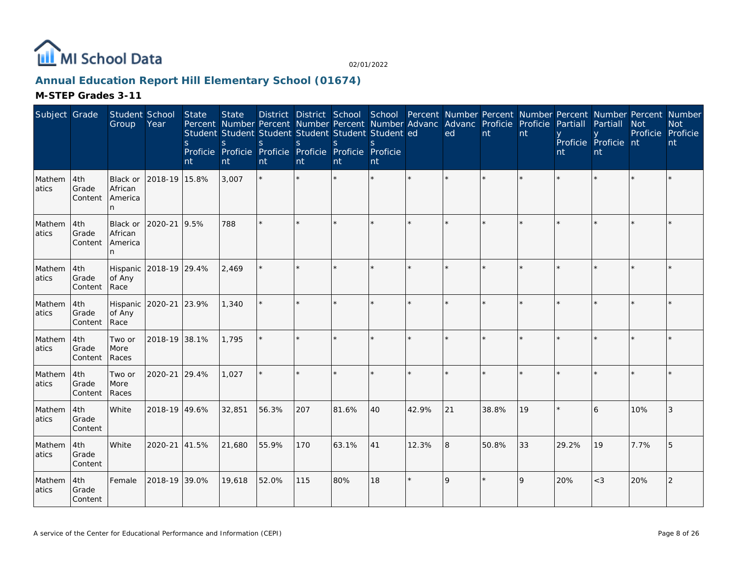# Annual Education Report Hill Elementary School (01674)

## M-STEP Grades 3-11

| Subject | Grade | Student Group | School Year | State Percent Students Proficient | State Number Students Proficient | District Percent Students Proficient | District Number Students Proficient | School Percent Students Proficient | School Number Students Proficient | Percent Advanced | Number Advanced | Percent Proficient | Number Proficient | Percent Partially Proficient | Number Partially Proficient | Percent Not Proficient | Number Not Proficient |
|---|---|---|---|---|---|---|---|---|---|---|---|---|---|---|---|---|---|
| Mathematics | 4th Grade Content | Black or African American | 2018-19 | 15.8% | 3,007 | * | * | * | * | * | * | * | * | * | * | * | * |
| Mathematics | 4th Grade Content | Black or African American | 2020-21 | 9.5% | 788 | * | * | * | * | * | * | * | * | * | * | * | * |
| Mathematics | 4th Grade Content | Hispanic of Any Race | 2018-19 | 29.4% | 2,469 | * | * | * | * | * | * | * | * | * | * | * | * |
| Mathematics | 4th Grade Content | Hispanic of Any Race | 2020-21 | 23.9% | 1,340 | * | * | * | * | * | * | * | * | * | * | * | * |
| Mathematics | 4th Grade Content | Two or More Races | 2018-19 | 38.1% | 1,795 | * | * | * | * | * | * | * | * | * | * | * | * |
| Mathematics | 4th Grade Content | Two or More Races | 2020-21 | 29.4% | 1,027 | * | * | * | * | * | * | * | * | * | * | * | * |
| Mathematics | 4th Grade Content | White | 2018-19 | 49.6% | 32,851 | 56.3% | 207 | 81.6% | 40 | 42.9% | 21 | 38.8% | 19 | * | 6 | 10% | 3 |
| Mathematics | 4th Grade Content | White | 2020-21 | 41.5% | 21,680 | 55.9% | 170 | 63.1% | 41 | 12.3% | 8 | 50.8% | 33 | 29.2% | 19 | 7.7% | 5 |
| Mathematics | 4th Grade Content | Female | 2018-19 | 39.0% | 19,618 | 52.0% | 115 | 80% | 18 | * | 9 | * | 9 | 20% | <3 | 20% | 2 |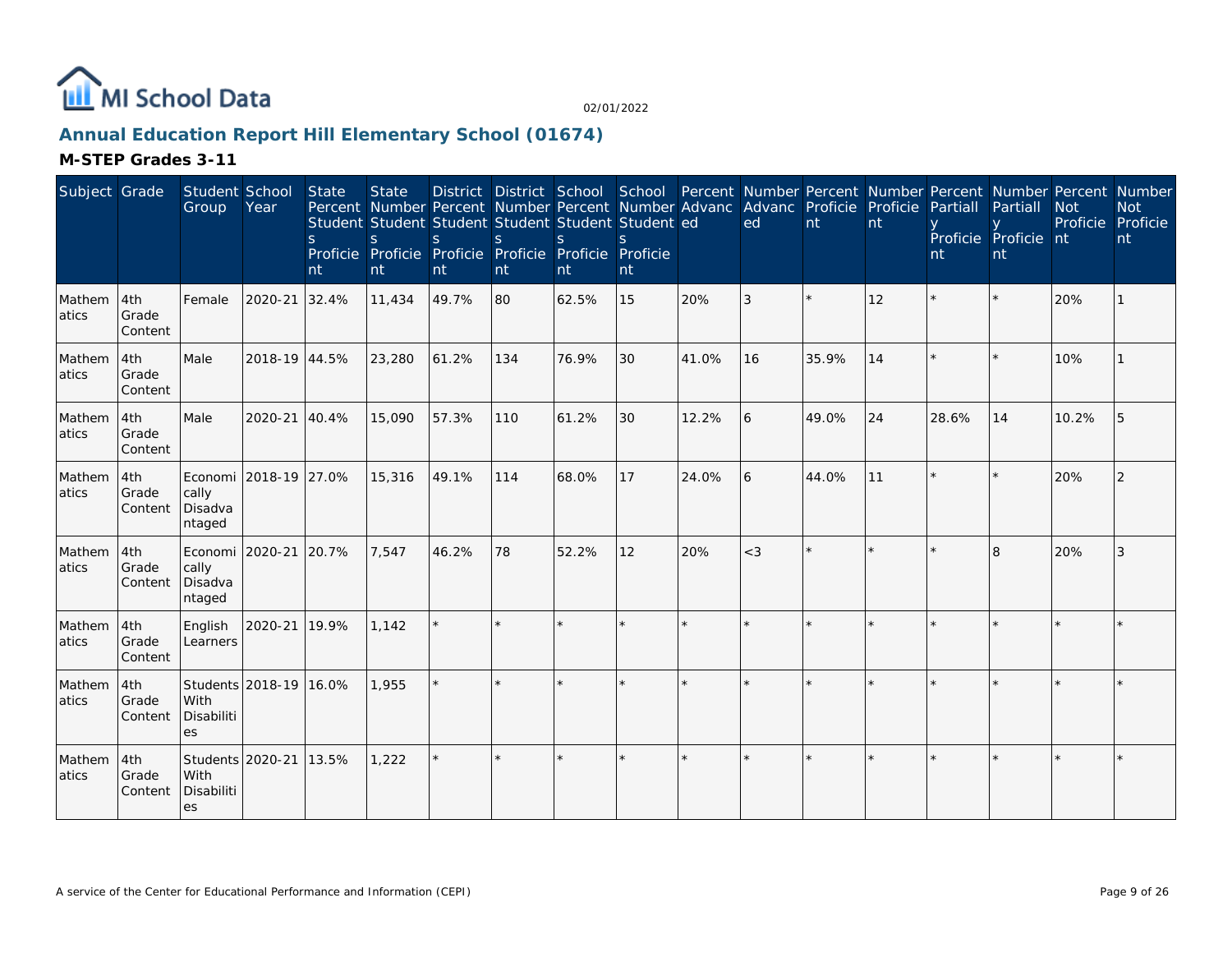## Annual Education Report Hill Elementary School (01674)

### M-STEP Grades 3-11

| Subject | Grade | Student Group | School Year | State Percent Students Proficient | State Number Students Proficient | District Percent Students Proficient | District Number Students Proficient | School Percent Students Proficient | School Number Students Proficient | Percent Advanced | Number Advanced | Percent Proficient | Number Proficient | Percent Partially Proficient | Number Partially Proficient | Percent Not Proficient | Number Not Proficient |
|---|---|---|---|---|---|---|---|---|---|---|---|---|---|---|---|---|---|
| Mathematics | 4th Grade Content | Female | 2020-21 | 32.4% | 11,434 | 49.7% | 80 | 62.5% | 15 | 20% | 3 | * | 12 | * | * | 20% | 1 |
| Mathematics | 4th Grade Content | Male | 2018-19 | 44.5% | 23,280 | 61.2% | 134 | 76.9% | 30 | 41.0% | 16 | 35.9% | 14 | * | * | 10% | 1 |
| Mathematics | 4th Grade Content | Male | 2020-21 | 40.4% | 15,090 | 57.3% | 110 | 61.2% | 30 | 12.2% | 6 | 49.0% | 24 | 28.6% | 14 | 10.2% | 5 |
| Mathematics | 4th Grade Content | Economically Disadvantaged | 2018-19 | 27.0% | 15,316 | 49.1% | 114 | 68.0% | 17 | 24.0% | 6 | 44.0% | 11 | * | * | 20% | 2 |
| Mathematics | 4th Grade Content | Economically Disadvantaged | 2020-21 | 20.7% | 7,547 | 46.2% | 78 | 52.2% | 12 | 20% | <3 | * | * | * | 8 | 20% | 3 |
| Mathematics | 4th Grade Content | English Learners | 2020-21 | 19.9% | 1,142 | * | * | * | * | * | * | * | * | * | * | * | * |
| Mathematics | 4th Grade Content | Students With Disabilities | 2018-19 | 16.0% | 1,955 | * | * | * | * | * | * | * | * | * | * | * | * |
| Mathematics | 4th Grade Content | Students With Disabilities | 2020-21 | 13.5% | 1,222 | * | * | * | * | * | * | * | * | * | * | * | * |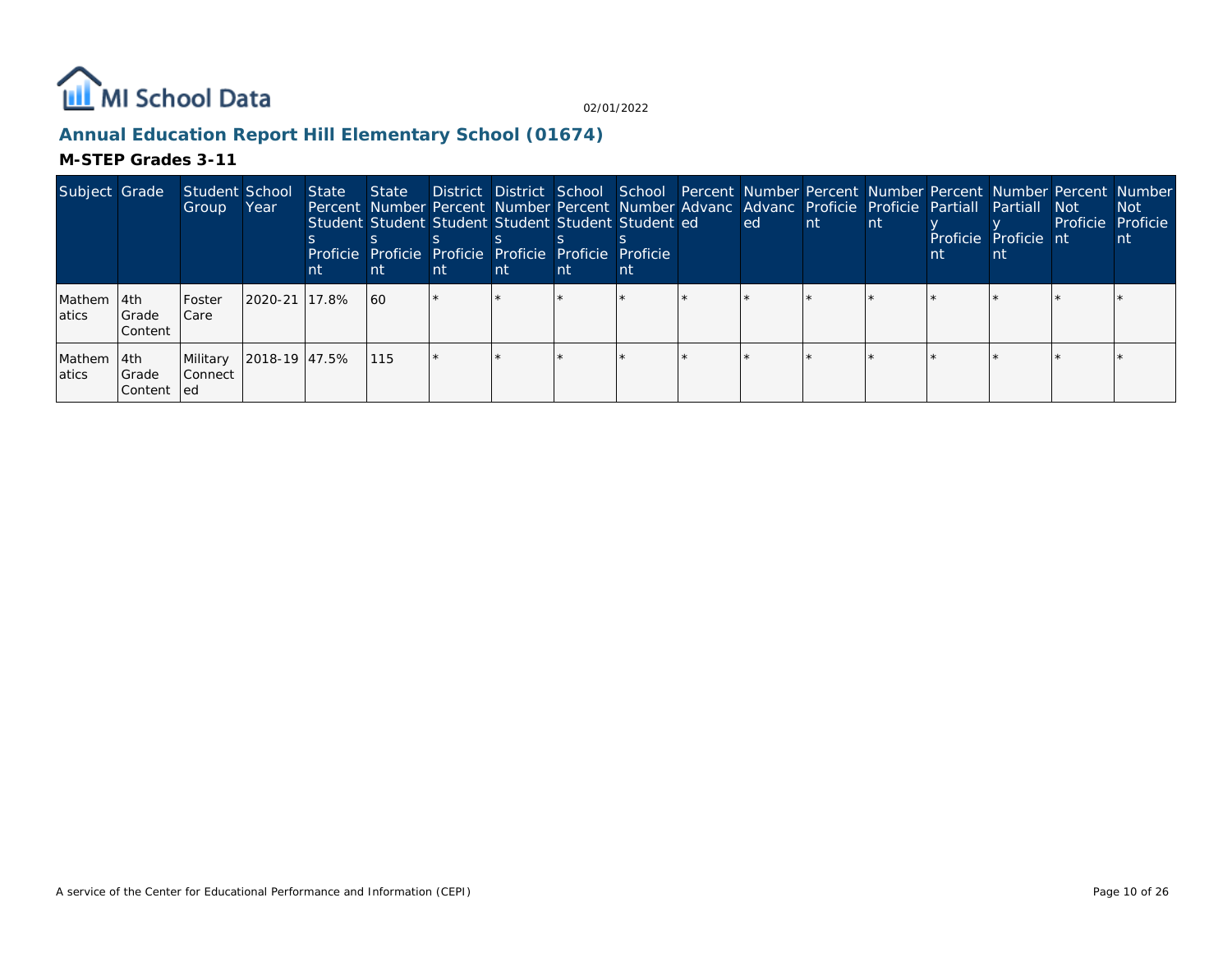MI School Data

02/01/2022

## Annual Education Report Hill Elementary School (01674)

### M-STEP Grades 3-11

| Subject | Grade | Student Group | School Year | State Percent Students Proficient | State Number Students Proficient | District Percent Students Proficient | District Number Students Proficient | School Percent Students Proficient | School Number Students Proficient | Percent Advanced | Number Advanced | Percent Proficient | Number Proficient | Percent Partially Proficient | Number Partially Proficient | Percent Not Proficient | Number Not Proficient |
|---|---|---|---|---|---|---|---|---|---|---|---|---|---|---|---|---|---|
| Mathematics | 4th Grade Content | Foster Care | 2020-21 | 17.8% | 60 | * | * | * | * | * | * | * | * | * | * | * | * |
| Mathematics | 4th Grade Content | Military Connected | 2018-19 | 47.5% | 115 | * | * | * | * | * | * | * | * | * | * | * | * |

A service of the Center for Educational Performance and Information (CEPI)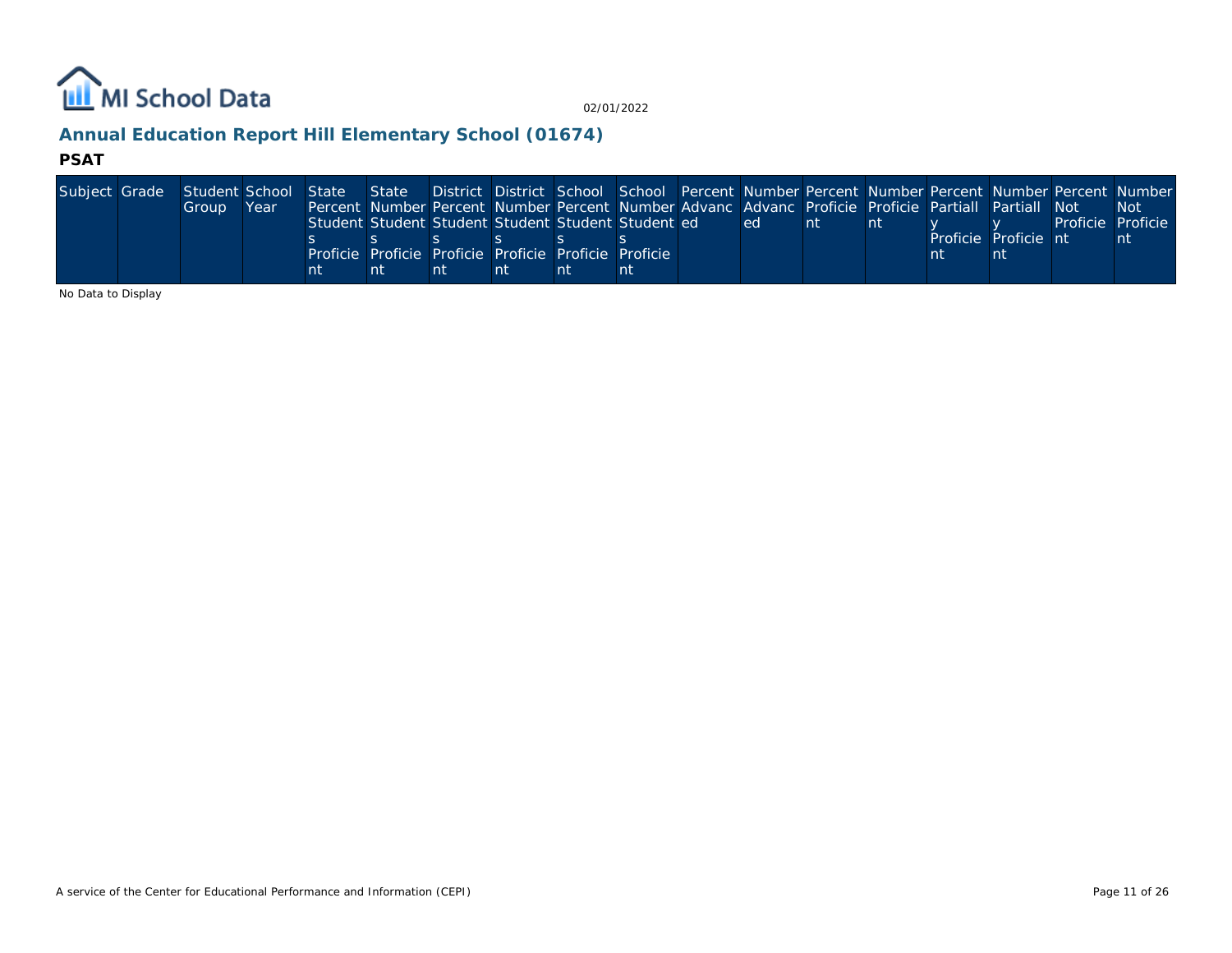## Annual Education Report Hill Elementary School (01674)

### PSAT

| Subject | Grade | Student Group | School Year | State Percent Students Proficient | State Number Students Proficient | District Percent Students Proficient | District Number Students Proficient | School Percent Students Proficient | School Number Students Proficient | Percent Advanced | Number Advanced | Percent Proficient | Number Proficient | Percent Partially Proficient | Number Partially Proficient | Percent Not Proficient | Number Not Proficient |
|---|---|---|---|---|---|---|---|---|---|---|---|---|---|---|---|---|---|

No Data to Display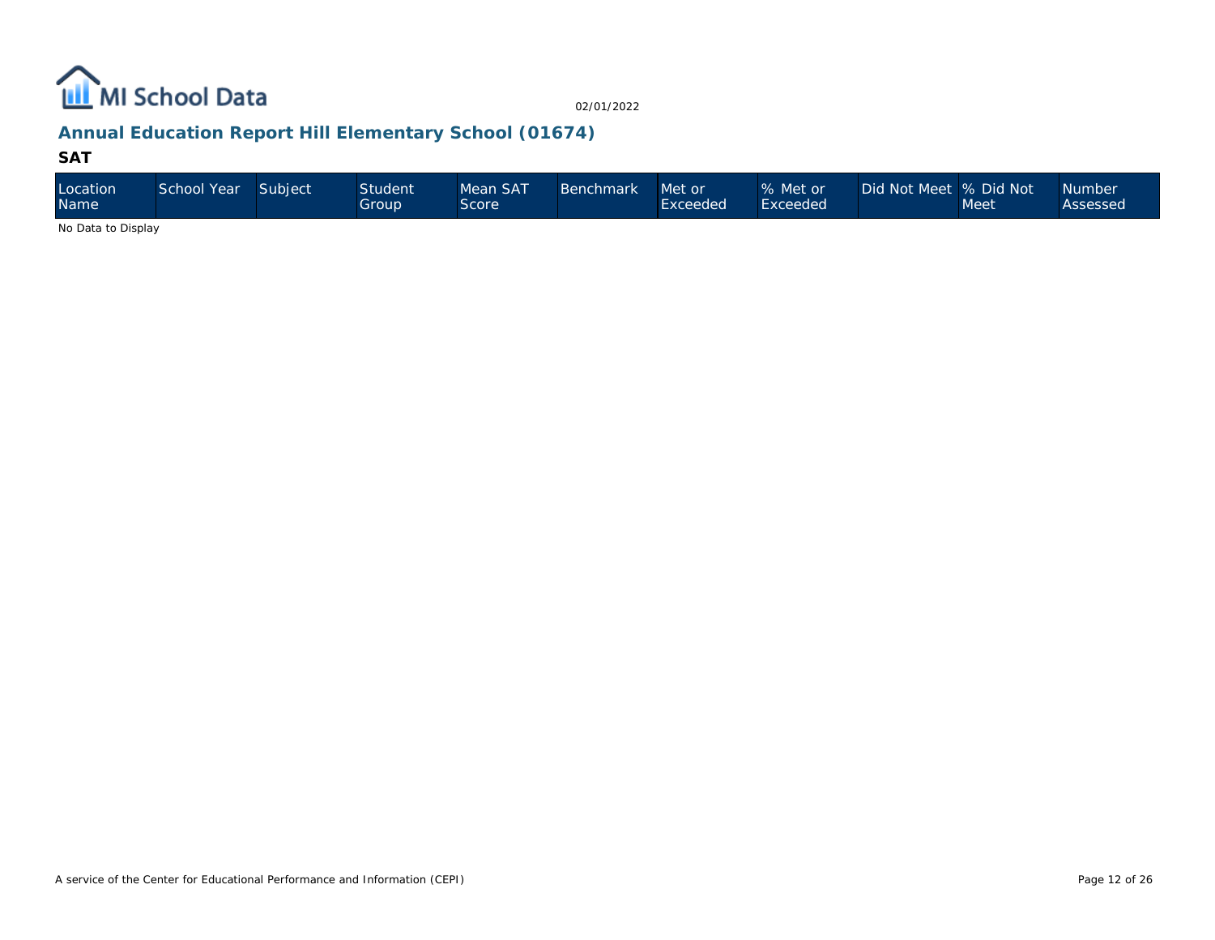## Annual Education Report Hill Elementary School (01674)

### SAT

| Location Name | School Year | Subject | Student Group | Mean SAT Score | Benchmark | Met or Exceeded | % Met or Exceeded | Did Not Meet | % Did Not Meet | Number Assessed |
|---|---|---|---|---|---|---|---|---|---|---|

No Data to Display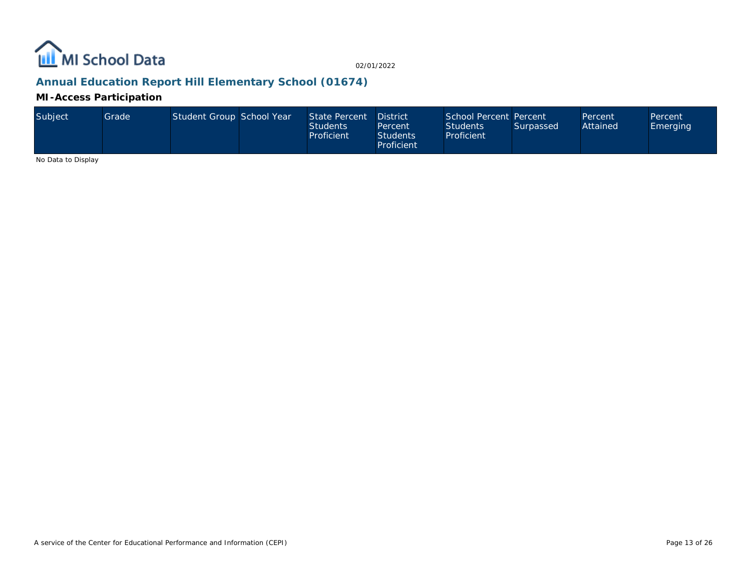## Annual Education Report Hill Elementary School (01674)

### MI-Access Participation

| Subject | Grade | Student Group | School Year | State Percent Students Proficient | District Percent Students Proficient | School Percent Students Proficient | Percent Surpassed | Percent Attained | Percent Emerging |
|---|---|---|---|---|---|---|---|---|---|

No Data to Display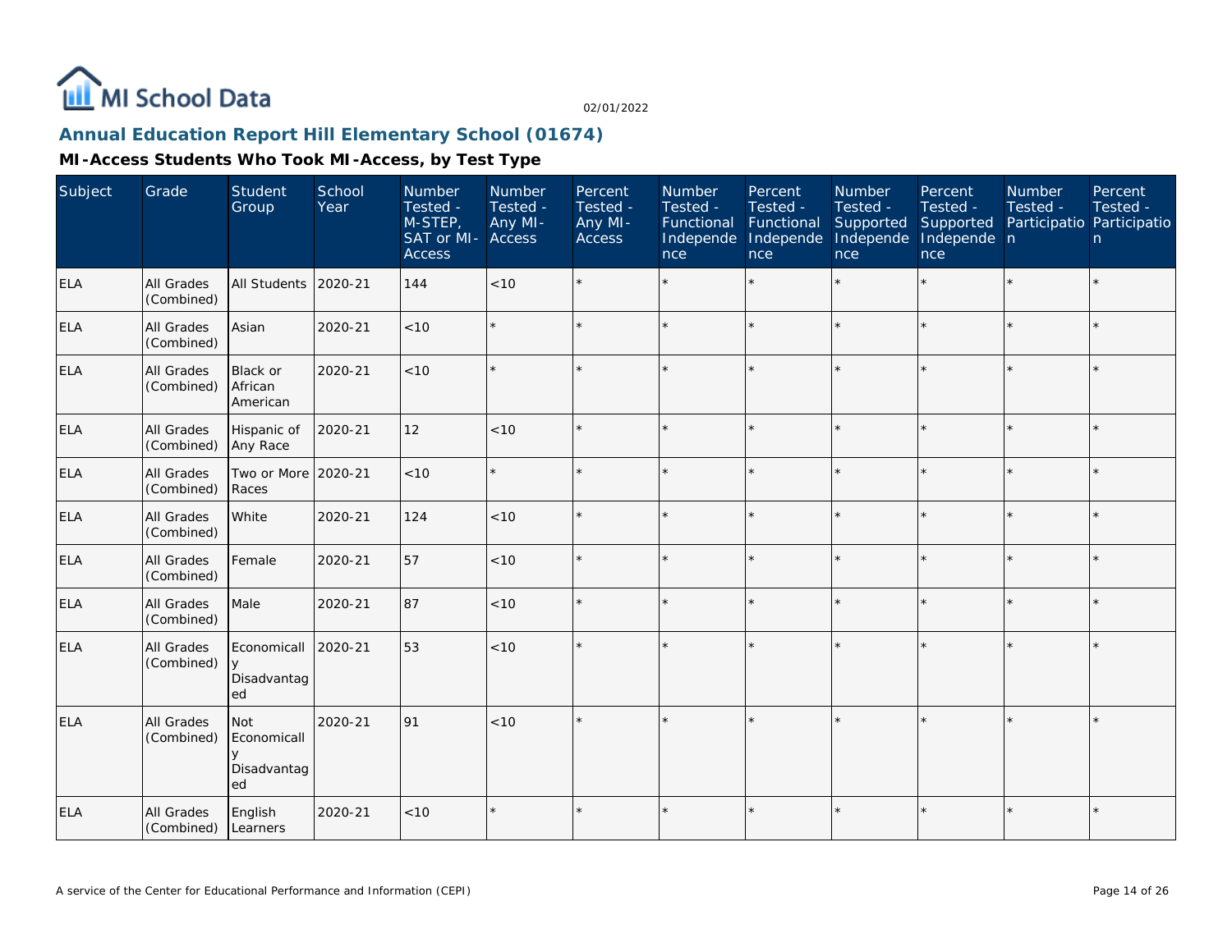# Annual Education Report Hill Elementary School (01674)

## MI-Access Students Who Took MI-Access, by Test Type

| Subject | Grade | Student Group | School Year | Number Tested - M-STEP, SAT or MI-Access | Number Tested - Any MI-Access | Percent Tested - Any MI-Access | Number Tested - Functional Independence | Percent Tested - Functional Independence | Number Tested - Supported Independence | Percent Tested - Supported Independence | Number Tested - Participation | Percent Tested - Participation |
|---|---|---|---|---|---|---|---|---|---|---|---|---|
| ELA | All Grades (Combined) | All Students | 2020-21 | 144 | <10 | * | * | * | * | * | * | * |
| ELA | All Grades (Combined) | Asian | 2020-21 | <10 | * | * | * | * | * | * | * | * |
| ELA | All Grades (Combined) | Black or African American | 2020-21 | <10 | * | * | * | * | * | * | * | * |
| ELA | All Grades (Combined) | Hispanic of Any Race | 2020-21 | 12 | <10 | * | * | * | * | * | * | * |
| ELA | All Grades (Combined) | Two or More Races | 2020-21 | <10 | * | * | * | * | * | * | * | * |
| ELA | All Grades (Combined) | White | 2020-21 | 124 | <10 | * | * | * | * | * | * | * |
| ELA | All Grades (Combined) | Female | 2020-21 | 57 | <10 | * | * | * | * | * | * | * |
| ELA | All Grades (Combined) | Male | 2020-21 | 87 | <10 | * | * | * | * | * | * | * |
| ELA | All Grades (Combined) | Economically Disadvantaged | 2020-21 | 53 | <10 | * | * | * | * | * | * | * |
| ELA | All Grades (Combined) | Not Economically Disadvantaged | 2020-21 | 91 | <10 | * | * | * | * | * | * | * |
| ELA | All Grades (Combined) | English Learners | 2020-21 | <10 | * | * | * | * | * | * | * | * |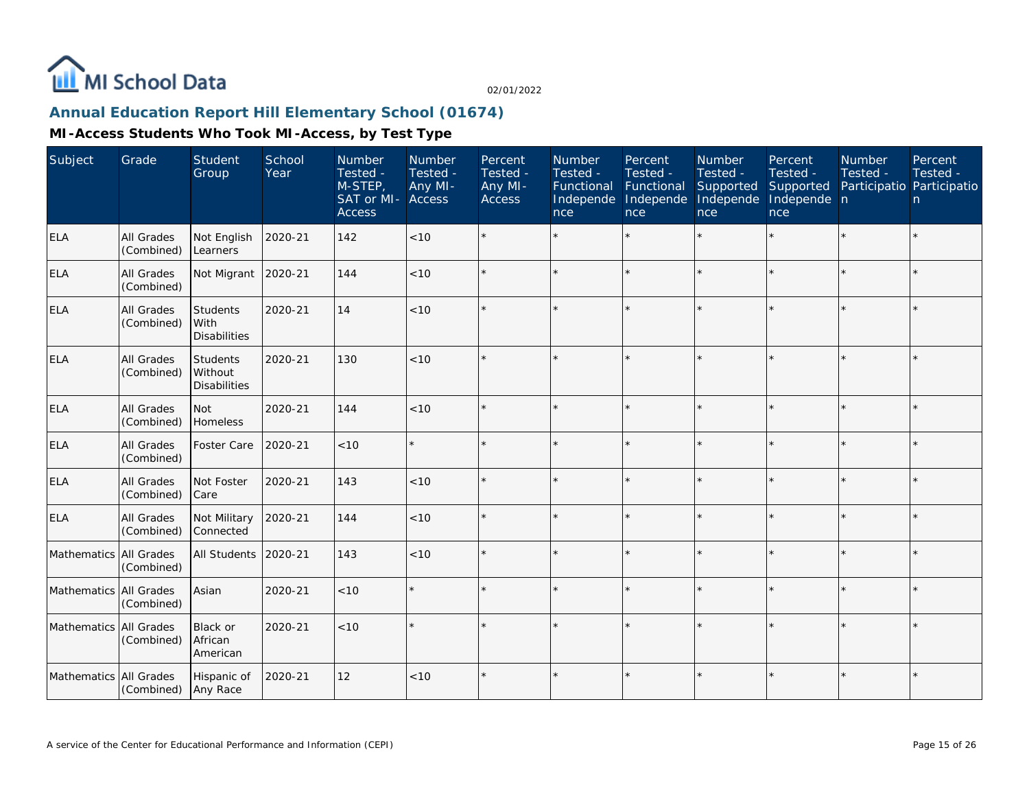## Annual Education Report Hill Elementary School (01674)

### MI-Access Students Who Took MI-Access, by Test Type

| Subject | Grade | Student Group | School Year | Number Tested - M-STEP, SAT or MI-Access | Number Tested - Any MI-Access | Percent Tested - Any MI-Access | Number Tested - Functional Independence | Percent Tested - Functional Independence | Number Tested - Supported Independence | Percent Tested - Supported Independence | Number Tested - Participation | Percent Tested - Participation |
|---|---|---|---|---|---|---|---|---|---|---|---|---|
| ELA | All Grades (Combined) | Not English Learners | 2020-21 | 142 | <10 | * | * | * | * | * | * | * |
| ELA | All Grades (Combined) | Not Migrant | 2020-21 | 144 | <10 | * | * | * | * | * | * | * |
| ELA | All Grades (Combined) | Students With Disabilities | 2020-21 | 14 | <10 | * | * | * | * | * | * | * |
| ELA | All Grades (Combined) | Students Without Disabilities | 2020-21 | 130 | <10 | * | * | * | * | * | * | * |
| ELA | All Grades (Combined) | Not Homeless | 2020-21 | 144 | <10 | * | * | * | * | * | * | * |
| ELA | All Grades (Combined) | Foster Care | 2020-21 | <10 | * | * | * | * | * | * | * | * |
| ELA | All Grades (Combined) | Not Foster Care | 2020-21 | 143 | <10 | * | * | * | * | * | * | * |
| ELA | All Grades (Combined) | Not Military Connected | 2020-21 | 144 | <10 | * | * | * | * | * | * | * |
| Mathematics | All Grades (Combined) | All Students | 2020-21 | 143 | <10 | * | * | * | * | * | * | * |
| Mathematics | All Grades (Combined) | Asian | 2020-21 | <10 | * | * | * | * | * | * | * | * |
| Mathematics | All Grades (Combined) | Black or African American | 2020-21 | <10 | * | * | * | * | * | * | * | * |
| Mathematics | All Grades (Combined) | Hispanic of Any Race | 2020-21 | 12 | <10 | * | * | * | * | * | * | * |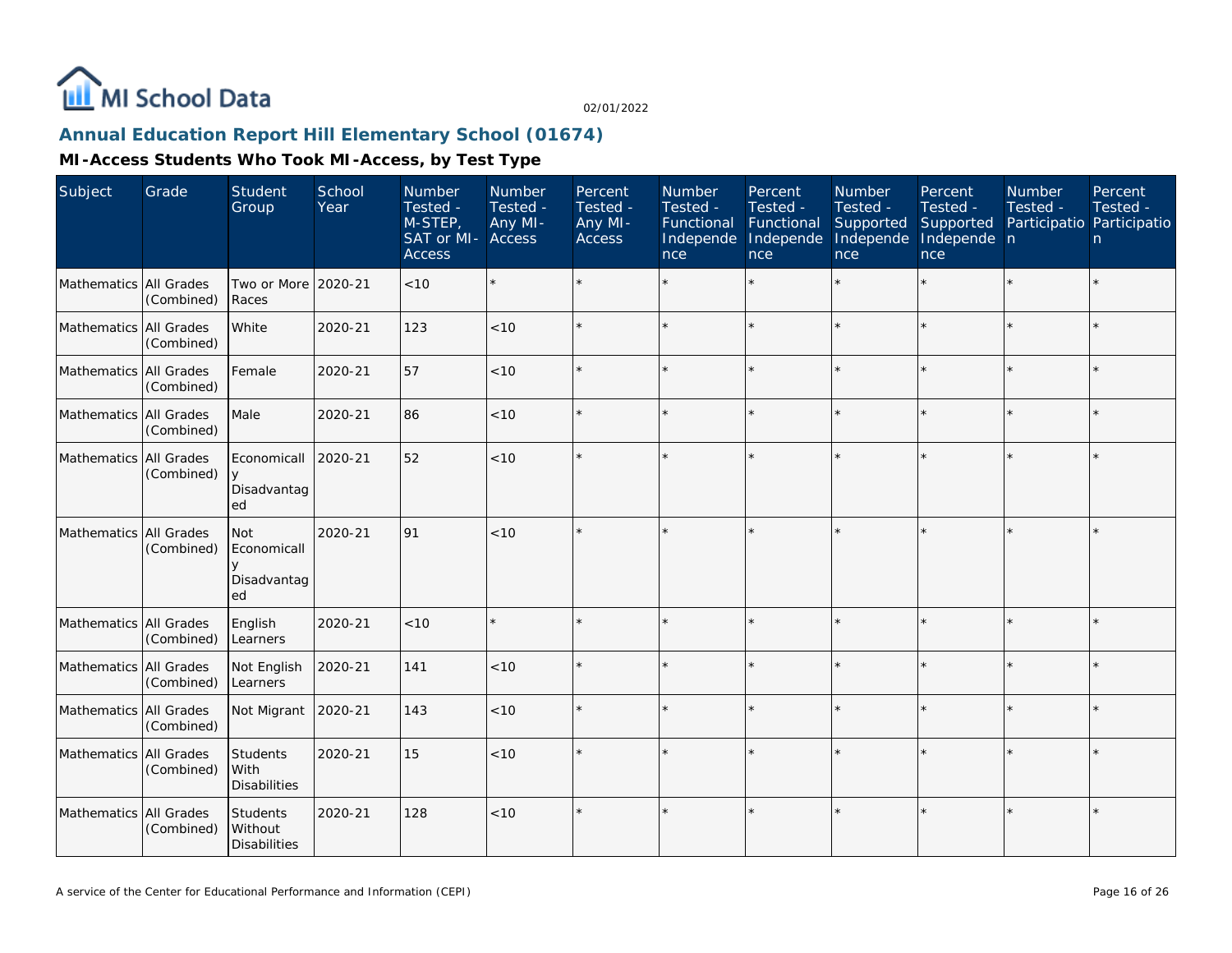MI School Data

02/01/2022

## Annual Education Report Hill Elementary School (01674)

### MI-Access Students Who Took MI-Access, by Test Type

| Subject | Grade | Student Group | School Year | Number Tested - M-STEP, SAT or MI-Access | Number Tested - Any MI-Access | Percent Tested - Any MI-Access | Number Tested - Functional Independence | Percent Tested - Functional Independence | Number Tested - Supported Independence | Percent Tested - Supported Independence | Number Tested - Participation | Percent Tested - Participation |
|---|---|---|---|---|---|---|---|---|---|---|---|---|
| Mathematics | All Grades (Combined) | Two or More Races | 2020-21 | <10 | * | * | * | * | * | * | * | * |
| Mathematics | All Grades (Combined) | White | 2020-21 | 123 | <10 | * | * | * | * | * | * | * |
| Mathematics | All Grades (Combined) | Female | 2020-21 | 57 | <10 | * | * | * | * | * | * | * |
| Mathematics | All Grades (Combined) | Male | 2020-21 | 86 | <10 | * | * | * | * | * | * | * |
| Mathematics | All Grades (Combined) | Economically Disadvantaged | 2020-21 | 52 | <10 | * | * | * | * | * | * | * |
| Mathematics | All Grades (Combined) | Not Economically Disadvantaged | 2020-21 | 91 | <10 | * | * | * | * | * | * | * |
| Mathematics | All Grades (Combined) | English Learners | 2020-21 | <10 | * | * | * | * | * | * | * | * |
| Mathematics | All Grades (Combined) | Not English Learners | 2020-21 | 141 | <10 | * | * | * | * | * | * | * |
| Mathematics | All Grades (Combined) | Not Migrant | 2020-21 | 143 | <10 | * | * | * | * | * | * | * |
| Mathematics | All Grades (Combined) | Students With Disabilities | 2020-21 | 15 | <10 | * | * | * | * | * | * | * |
| Mathematics | All Grades (Combined) | Students Without Disabilities | 2020-21 | 128 | <10 | * | * | * | * | * | * | * |

A service of the Center for Educational Performance and Information (CEPI)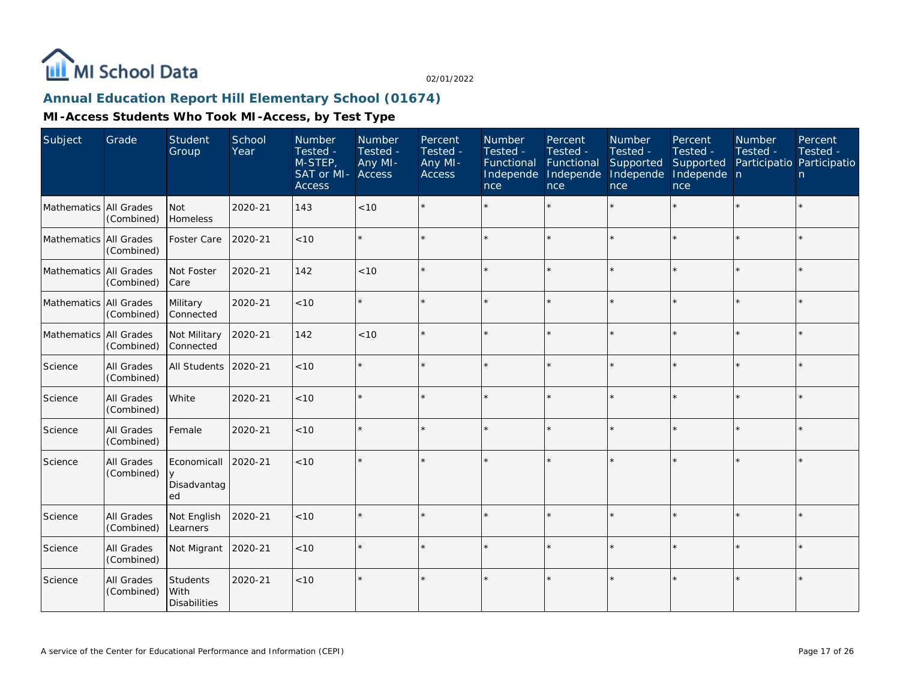# Annual Education Report Hill Elementary School (01674)

## MI-Access Students Who Took MI-Access, by Test Type

| Subject | Grade | Student Group | School Year | Number Tested - M-STEP, SAT or MI-Access | Number Tested - Any MI-Access | Percent Tested - Any MI-Access | Number Tested - Functional Independence | Percent Tested - Functional Independence | Number Tested - Supported Independence | Percent Tested - Supported Independence | Number Tested - Participation | Percent Tested - Participation |
|---|---|---|---|---|---|---|---|---|---|---|---|---|
| Mathematics | All Grades (Combined) | Not Homeless | 2020-21 | 143 | <10 | * | * | * | * | * | * | * |
| Mathematics | All Grades (Combined) | Foster Care | 2020-21 | <10 | * | * | * | * | * | * | * | * |
| Mathematics | All Grades (Combined) | Not Foster Care | 2020-21 | 142 | <10 | * | * | * | * | * | * | * |
| Mathematics | All Grades (Combined) | Military Connected | 2020-21 | <10 | * | * | * | * | * | * | * | * |
| Mathematics | All Grades (Combined) | Not Military Connected | 2020-21 | 142 | <10 | * | * | * | * | * | * | * |
| Science | All Grades (Combined) | All Students | 2020-21 | <10 | * | * | * | * | * | * | * | * |
| Science | All Grades (Combined) | White | 2020-21 | <10 | * | * | * | * | * | * | * | * |
| Science | All Grades (Combined) | Female | 2020-21 | <10 | * | * | * | * | * | * | * | * |
| Science | All Grades (Combined) | Economically Disadvantaged | 2020-21 | <10 | * | * | * | * | * | * | * | * |
| Science | All Grades (Combined) | Not English Learners | 2020-21 | <10 | * | * | * | * | * | * | * | * |
| Science | All Grades (Combined) | Not Migrant | 2020-21 | <10 | * | * | * | * | * | * | * | * |
| Science | All Grades (Combined) | Students With Disabilities | 2020-21 | <10 | * | * | * | * | * | * | * | * |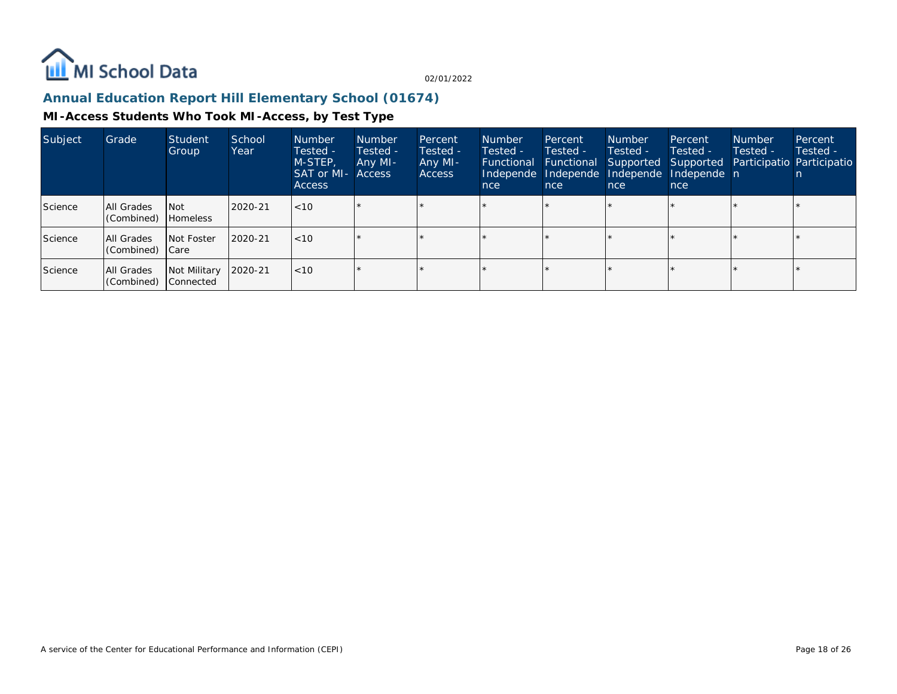## Annual Education Report Hill Elementary School (01674)

### MI-Access Students Who Took MI-Access, by Test Type

| Subject | Grade | Student Group | School Year | Number Tested - M-STEP, SAT or MI-Access | Number Tested - Any MI-Access | Percent Tested - Any MI-Access | Number Tested - Functional Independence | Percent Tested - Functional Independence | Number Tested - Supported Independence | Percent Tested - Supported Independence | Number Tested - Participation | Percent Tested - Participation |
|---|---|---|---|---|---|---|---|---|---|---|---|---|
| Science | All Grades (Combined) | Not Homeless | 2020-21 | <10 | * | * | * | * | * | * | * | * |
| Science | All Grades (Combined) | Not Foster Care | 2020-21 | <10 | * | * | * | * | * | * | * | * |
| Science | All Grades (Combined) | Not Military Connected | 2020-21 | <10 | * | * | * | * | * | * | * | * |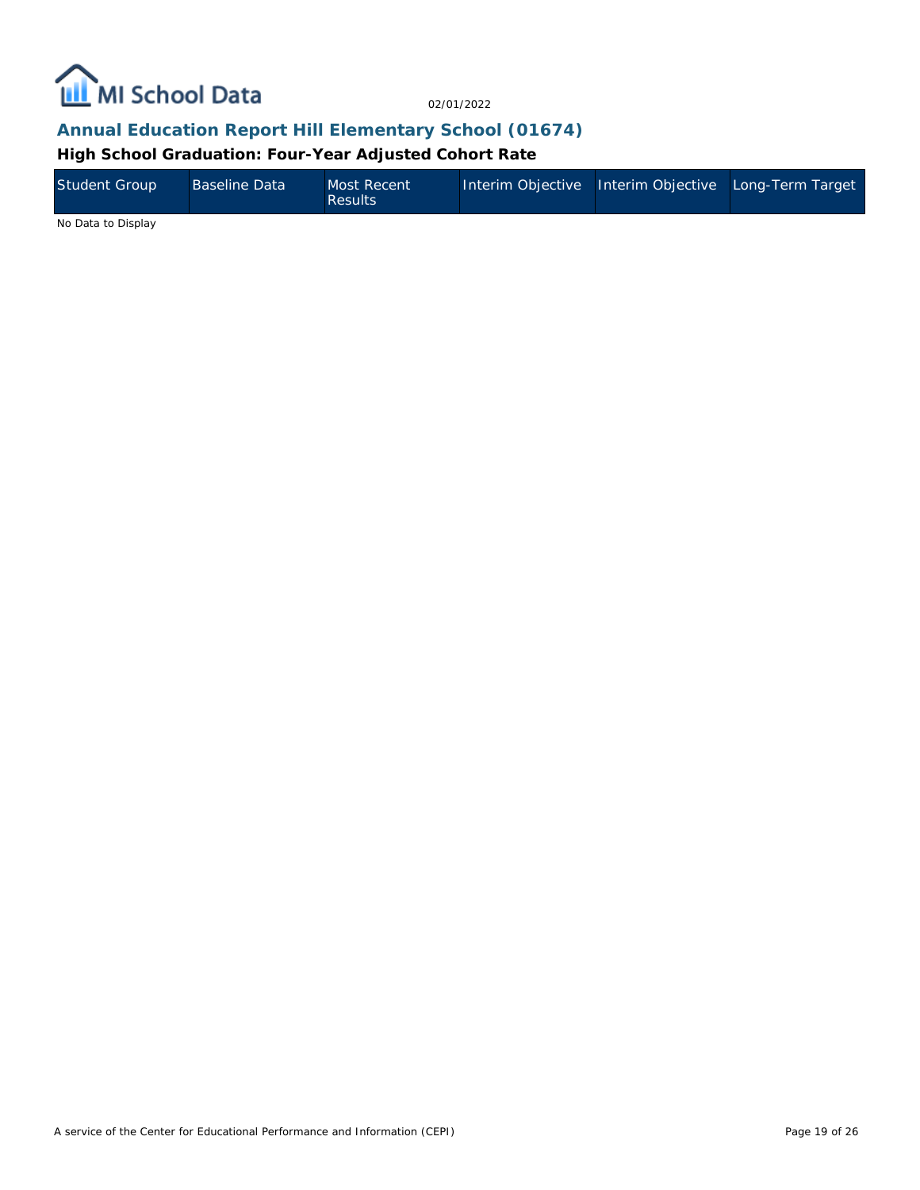## Annual Education Report Hill Elementary School (01674)

### High School Graduation: Four-Year Adjusted Cohort Rate

| Student Group | Baseline Data | Most Recent Results | Interim Objective | Interim Objective | Long-Term Target |
| --- | --- | --- | --- | --- | --- |

No Data to Display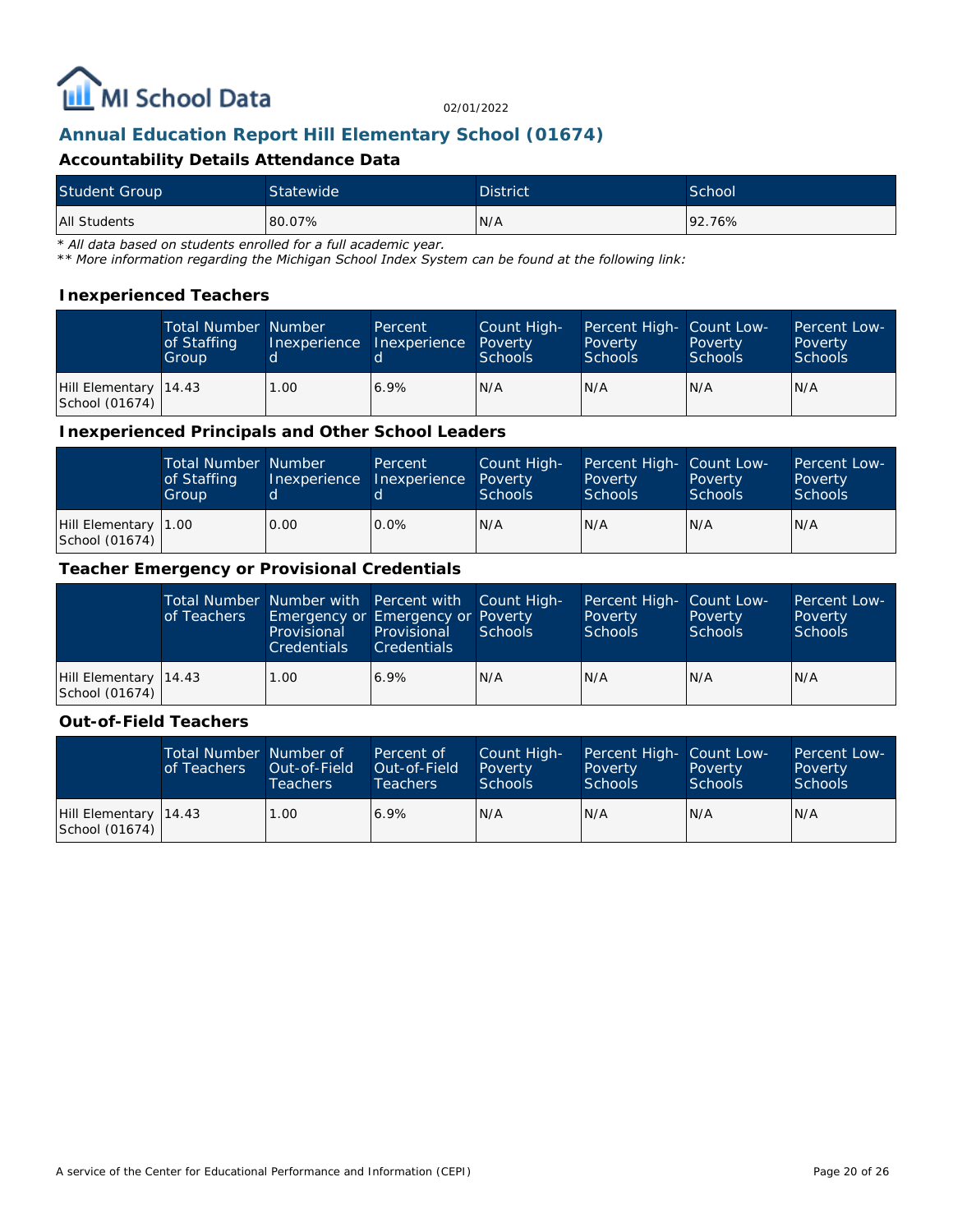MI School Data

02/01/2022

## Annual Education Report Hill Elementary School (01674)

### Accountability Details Attendance Data

| Student Group | Statewide | District | School |
| --- | --- | --- | --- |
| All Students | 80.07% | N/A | 92.76% |

*\* All data based on students enrolled for a full academic year.*

*\*\* More information regarding the Michigan School Index System can be found at the following link:*

### Inexperienced Teachers

| | Total Number of Staffing Group | Number Inexperienced | Percent Inexperienced | Count High-Poverty Schools | Percent High-Poverty Schools | Count Low-Poverty Schools | Percent Low-Poverty Schools |
| --- | --- | --- | --- | --- | --- | --- | --- |
| Hill Elementary School (01674) | 14.43 | 1.00 | 6.9% | N/A | N/A | N/A | N/A |

### Inexperienced Principals and Other School Leaders

| | Total Number of Staffing Group | Number Inexperienced | Percent Inexperienced | Count High-Poverty Schools | Percent High-Poverty Schools | Count Low-Poverty Schools | Percent Low-Poverty Schools |
| --- | --- | --- | --- | --- | --- | --- | --- |
| Hill Elementary School (01674) | 1.00 | 0.00 | 0.0% | N/A | N/A | N/A | N/A |

### Teacher Emergency or Provisional Credentials

| | Total Number of Teachers | Number with Emergency or Provisional Credentials | Percent with Emergency or Provisional Credentials | Count High-Poverty Schools | Percent High-Poverty Schools | Count Low-Poverty Schools | Percent Low-Poverty Schools |
| --- | --- | --- | --- | --- | --- | --- | --- |
| Hill Elementary School (01674) | 14.43 | 1.00 | 6.9% | N/A | N/A | N/A | N/A |

### Out-of-Field Teachers

| | Total Number of Teachers | Number of Out-of-Field Teachers | Percent of Out-of-Field Teachers | Count High-Poverty Schools | Percent High-Poverty Schools | Count Low-Poverty Schools | Percent Low-Poverty Schools |
| --- | --- | --- | --- | --- | --- | --- | --- |
| Hill Elementary School (01674) | 14.43 | 1.00 | 6.9% | N/A | N/A | N/A | N/A |

A service of the Center for Educational Performance and Information (CEPI)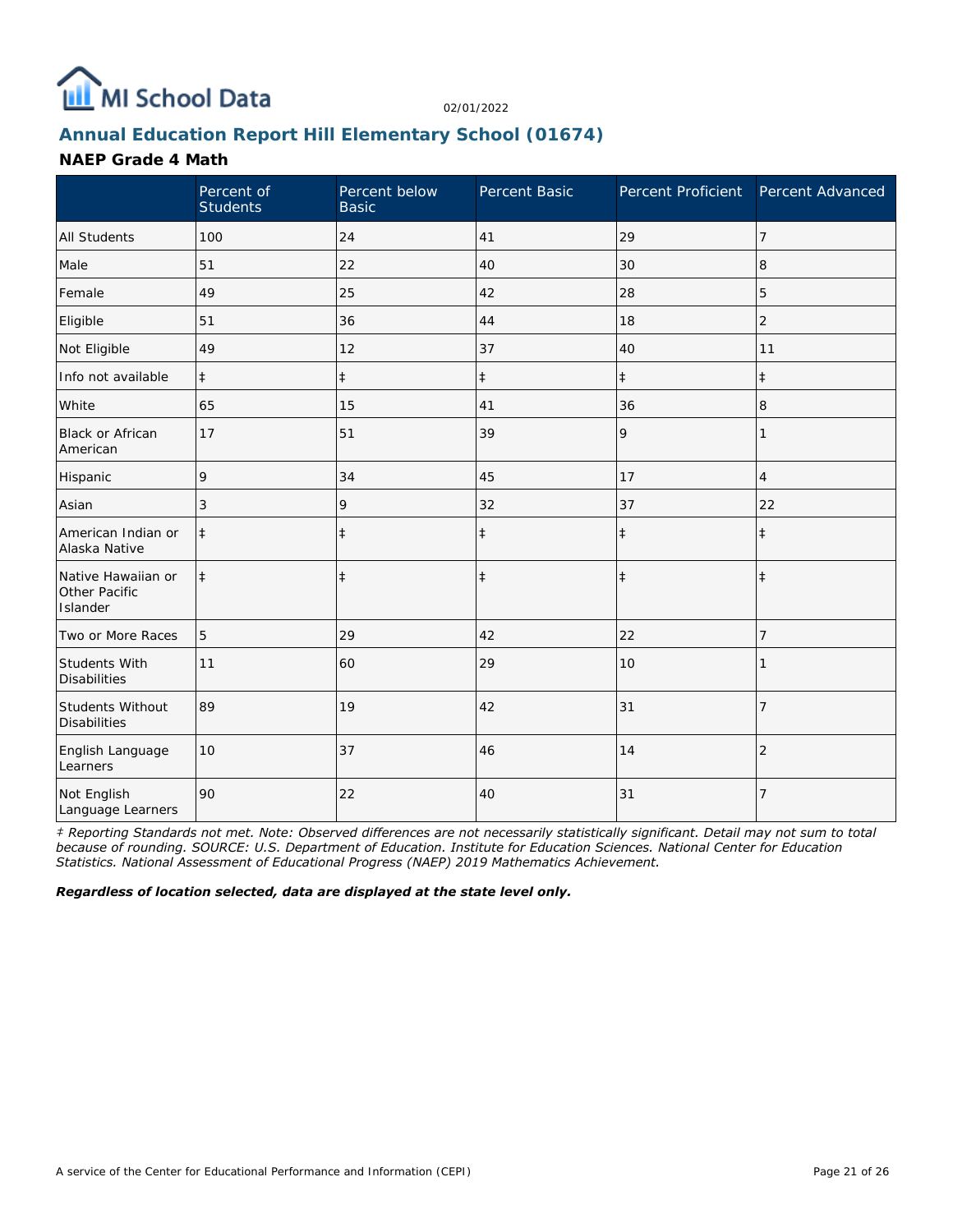## Annual Education Report Hill Elementary School (01674)

### NAEP Grade 4 Math

| | Percent of Students | Percent below Basic | Percent Basic | Percent Proficient | Percent Advanced |
|---|---|---|---|---|---|
| All Students | 100 | 24 | 41 | 29 | 7 |
| Male | 51 | 22 | 40 | 30 | 8 |
| Female | 49 | 25 | 42 | 28 | 5 |
| Eligible | 51 | 36 | 44 | 18 | 2 |
| Not Eligible | 49 | 12 | 37 | 40 | 11 |
| Info not available | ‡ | ‡ | ‡ | ‡ | ‡ |
| White | 65 | 15 | 41 | 36 | 8 |
| Black or African American | 17 | 51 | 39 | 9 | 1 |
| Hispanic | 9 | 34 | 45 | 17 | 4 |
| Asian | 3 | 9 | 32 | 37 | 22 |
| American Indian or Alaska Native | ‡ | ‡ | ‡ | ‡ | ‡ |
| Native Hawaiian or Other Pacific Islander | ‡ | ‡ | ‡ | ‡ | ‡ |
| Two or More Races | 5 | 29 | 42 | 22 | 7 |
| Students With Disabilities | 11 | 60 | 29 | 10 | 1 |
| Students Without Disabilities | 89 | 19 | 42 | 31 | 7 |
| English Language Learners | 10 | 37 | 46 | 14 | 2 |
| Not English Language Learners | 90 | 22 | 40 | 31 | 7 |

*‡ Reporting Standards not met. Note: Observed differences are not necessarily statistically significant. Detail may not sum to total because of rounding. SOURCE: U.S. Department of Education. Institute for Education Sciences. National Center for Education Statistics. National Assessment of Educational Progress (NAEP) 2019 Mathematics Achievement.*

***Regardless of location selected, data are displayed at the state level only.***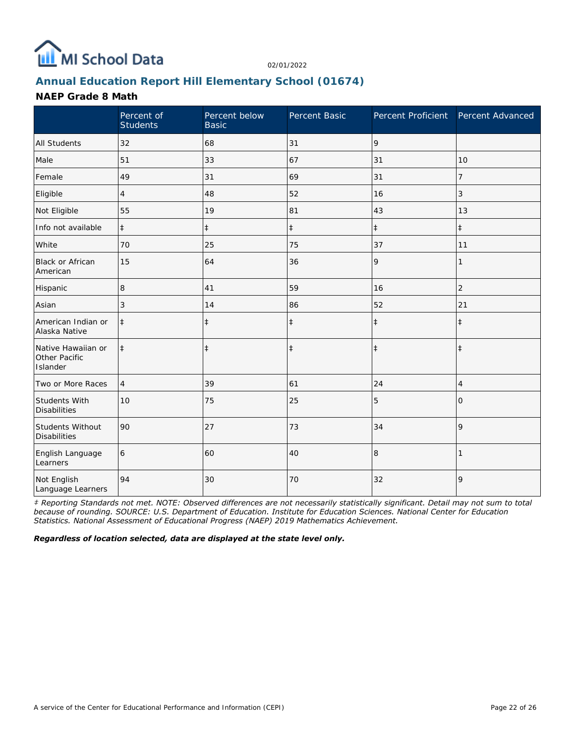MI School Data

02/01/2022

## Annual Education Report Hill Elementary School (01674)

### NAEP Grade 8 Math

| | Percent of Students | Percent below Basic | Percent Basic | Percent Proficient | Percent Advanced |
|---|---|---|---|---|---|
| All Students | 32 | 68 | 31 | 9 | |
| Male | 51 | 33 | 67 | 31 | 10 |
| Female | 49 | 31 | 69 | 31 | 7 |
| Eligible | 4 | 48 | 52 | 16 | 3 |
| Not Eligible | 55 | 19 | 81 | 43 | 13 |
| Info not available | ‡ | ‡ | ‡ | ‡ | ‡ |
| White | 70 | 25 | 75 | 37 | 11 |
| Black or African American | 15 | 64 | 36 | 9 | 1 |
| Hispanic | 8 | 41 | 59 | 16 | 2 |
| Asian | 3 | 14 | 86 | 52 | 21 |
| American Indian or Alaska Native | ‡ | ‡ | ‡ | ‡ | ‡ |
| Native Hawaiian or Other Pacific Islander | ‡ | ‡ | ‡ | ‡ | ‡ |
| Two or More Races | 4 | 39 | 61 | 24 | 4 |
| Students With Disabilities | 10 | 75 | 25 | 5 | 0 |
| Students Without Disabilities | 90 | 27 | 73 | 34 | 9 |
| English Language Learners | 6 | 60 | 40 | 8 | 1 |
| Not English Language Learners | 94 | 30 | 70 | 32 | 9 |

*‡ Reporting Standards not met. NOTE: Observed differences are not necessarily statistically significant. Detail may not sum to total because of rounding. SOURCE: U.S. Department of Education. Institute for Education Sciences. National Center for Education Statistics. National Assessment of Educational Progress (NAEP) 2019 Mathematics Achievement.*

***Regardless of location selected, data are displayed at the state level only.***

A service of the Center for Educational Performance and Information (CEPI)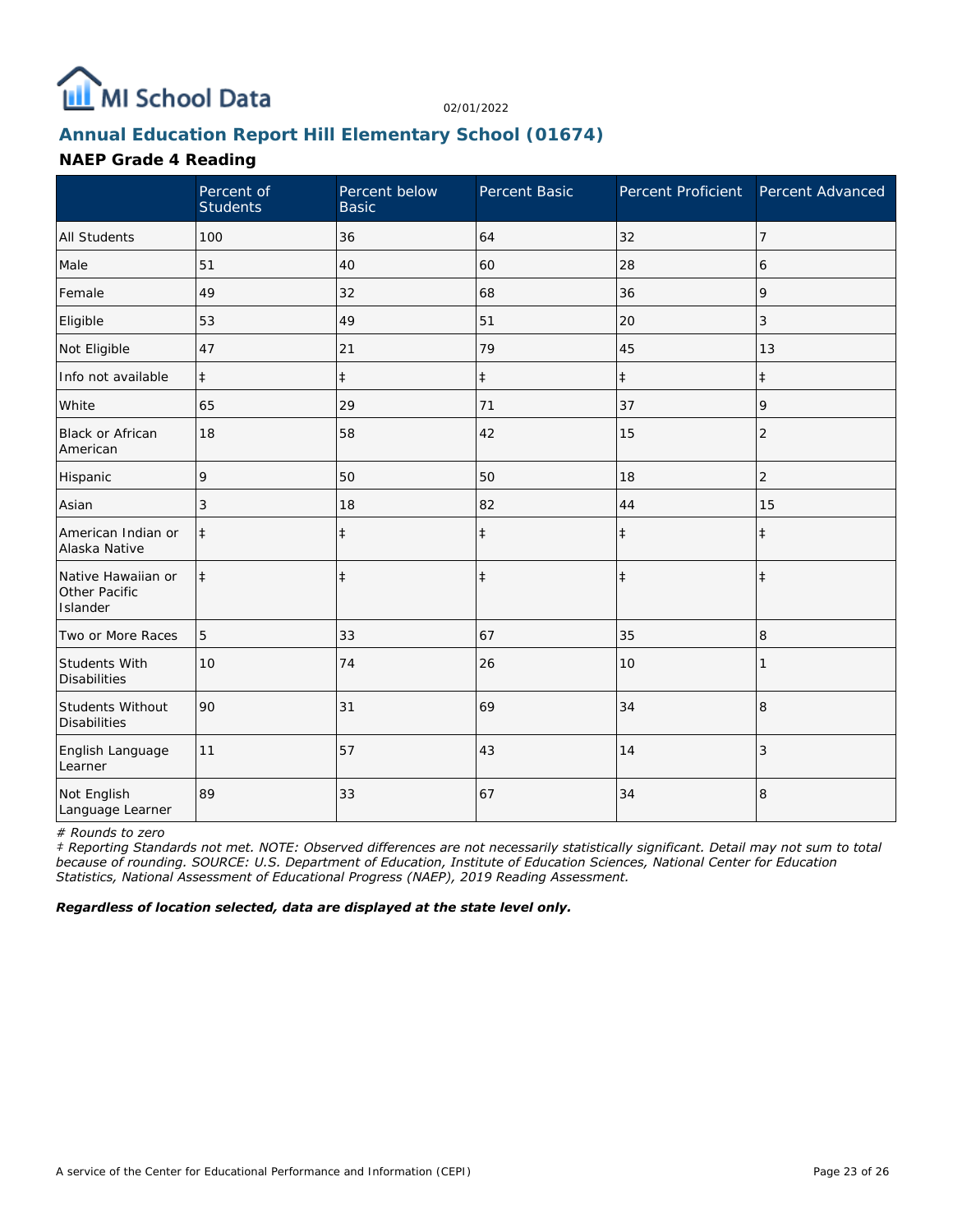## Annual Education Report Hill Elementary School (01674)

### NAEP Grade 4 Reading

| | Percent of Students | Percent below Basic | Percent Basic | Percent Proficient | Percent Advanced |
|---|---|---|---|---|---|
| All Students | 100 | 36 | 64 | 32 | 7 |
| Male | 51 | 40 | 60 | 28 | 6 |
| Female | 49 | 32 | 68 | 36 | 9 |
| Eligible | 53 | 49 | 51 | 20 | 3 |
| Not Eligible | 47 | 21 | 79 | 45 | 13 |
| Info not available | ‡ | ‡ | ‡ | ‡ | ‡ |
| White | 65 | 29 | 71 | 37 | 9 |
| Black or African American | 18 | 58 | 42 | 15 | 2 |
| Hispanic | 9 | 50 | 50 | 18 | 2 |
| Asian | 3 | 18 | 82 | 44 | 15 |
| American Indian or Alaska Native | ‡ | ‡ | ‡ | ‡ | ‡ |
| Native Hawaiian or Other Pacific Islander | ‡ | ‡ | ‡ | ‡ | ‡ |
| Two or More Races | 5 | 33 | 67 | 35 | 8 |
| Students With Disabilities | 10 | 74 | 26 | 10 | 1 |
| Students Without Disabilities | 90 | 31 | 69 | 34 | 8 |
| English Language Learner | 11 | 57 | 43 | 14 | 3 |
| Not English Language Learner | 89 | 33 | 67 | 34 | 8 |

*# Rounds to zero*

*‡ Reporting Standards not met. NOTE: Observed differences are not necessarily statistically significant. Detail may not sum to total because of rounding. SOURCE: U.S. Department of Education, Institute of Education Sciences, National Center for Education Statistics, National Assessment of Educational Progress (NAEP), 2019 Reading Assessment.*

***Regardless of location selected, data are displayed at the state level only.***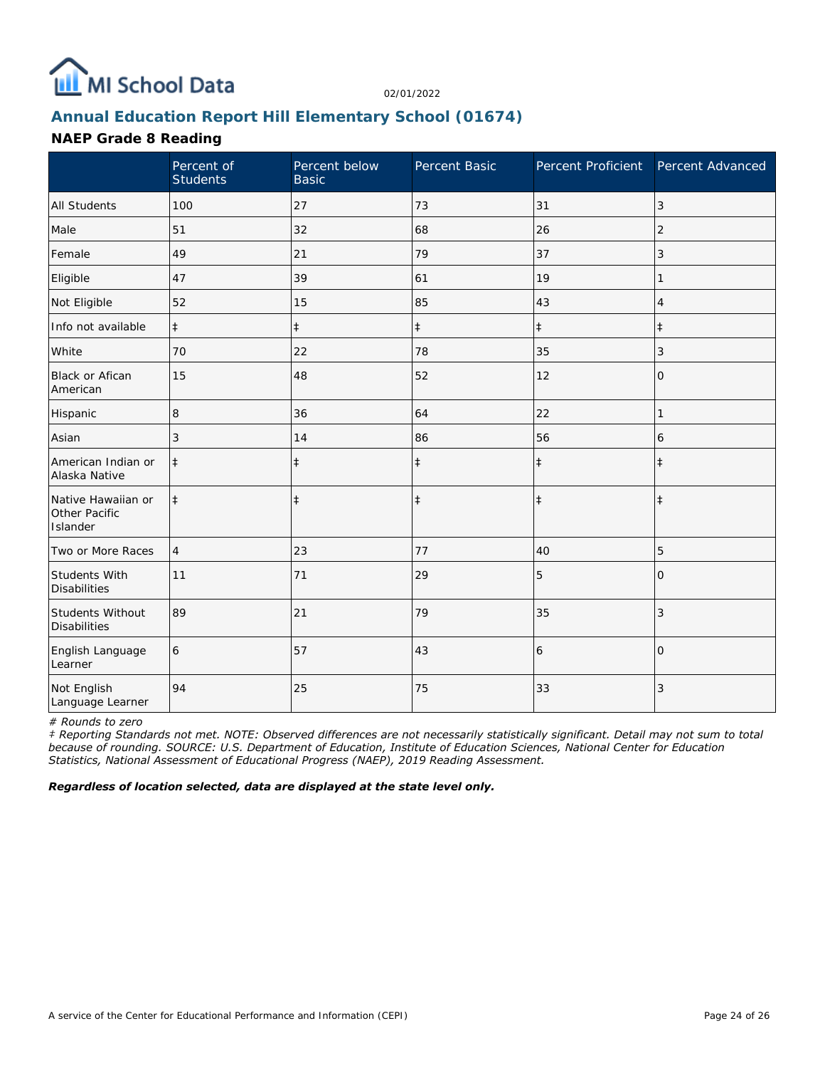MI School Data

02/01/2022

## Annual Education Report Hill Elementary School (01674)

### NAEP Grade 8 Reading

| | Percent of Students | Percent below Basic | Percent Basic | Percent Proficient | Percent Advanced |
|---|---|---|---|---|---|
| All Students | 100 | 27 | 73 | 31 | 3 |
| Male | 51 | 32 | 68 | 26 | 2 |
| Female | 49 | 21 | 79 | 37 | 3 |
| Eligible | 47 | 39 | 61 | 19 | 1 |
| Not Eligible | 52 | 15 | 85 | 43 | 4 |
| Info not available | ‡ | ‡ | ‡ | ‡ | ‡ |
| White | 70 | 22 | 78 | 35 | 3 |
| Black or Afican American | 15 | 48 | 52 | 12 | 0 |
| Hispanic | 8 | 36 | 64 | 22 | 1 |
| Asian | 3 | 14 | 86 | 56 | 6 |
| American Indian or Alaska Native | ‡ | ‡ | ‡ | ‡ | ‡ |
| Native Hawaiian or Other Pacific Islander | ‡ | ‡ | ‡ | ‡ | ‡ |
| Two or More Races | 4 | 23 | 77 | 40 | 5 |
| Students With Disabilities | 11 | 71 | 29 | 5 | 0 |
| Students Without Disabilities | 89 | 21 | 79 | 35 | 3 |
| English Language Learner | 6 | 57 | 43 | 6 | 0 |
| Not English Language Learner | 94 | 25 | 75 | 33 | 3 |

*# Rounds to zero*

*‡ Reporting Standards not met. NOTE: Observed differences are not necessarily statistically significant. Detail may not sum to total because of rounding. SOURCE: U.S. Department of Education, Institute of Education Sciences, National Center for Education Statistics, National Assessment of Educational Progress (NAEP), 2019 Reading Assessment.*

***Regardless of location selected, data are displayed at the state level only.***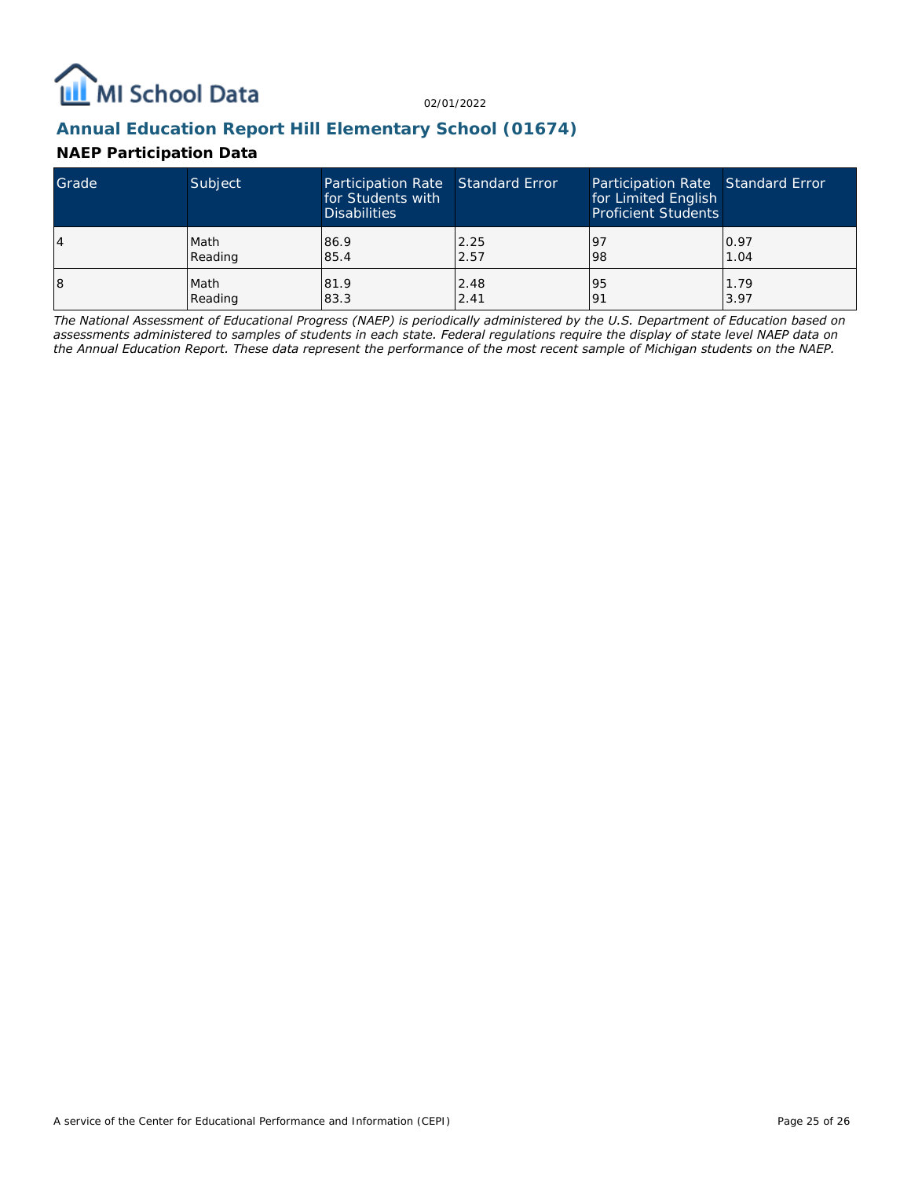## Annual Education Report Hill Elementary School (01674)

### NAEP Participation Data

| Grade | Subject | Participation Rate for Students with Disabilities | Standard Error | Participation Rate for Limited English Proficient Students | Standard Error |
|---|---|---|---|---|---|
| 4 | Math<br>Reading | 86.9<br>85.4 | 2.25<br>2.57 | 97<br>98 | 0.97<br>1.04 |
| 8 | Math<br>Reading | 81.9<br>83.3 | 2.48<br>2.41 | 95<br>91 | 1.79<br>3.97 |

*The National Assessment of Educational Progress (NAEP) is periodically administered by the U.S. Department of Education based on assessments administered to samples of students in each state. Federal regulations require the display of state level NAEP data on the Annual Education Report. These data represent the performance of the most recent sample of Michigan students on the NAEP.*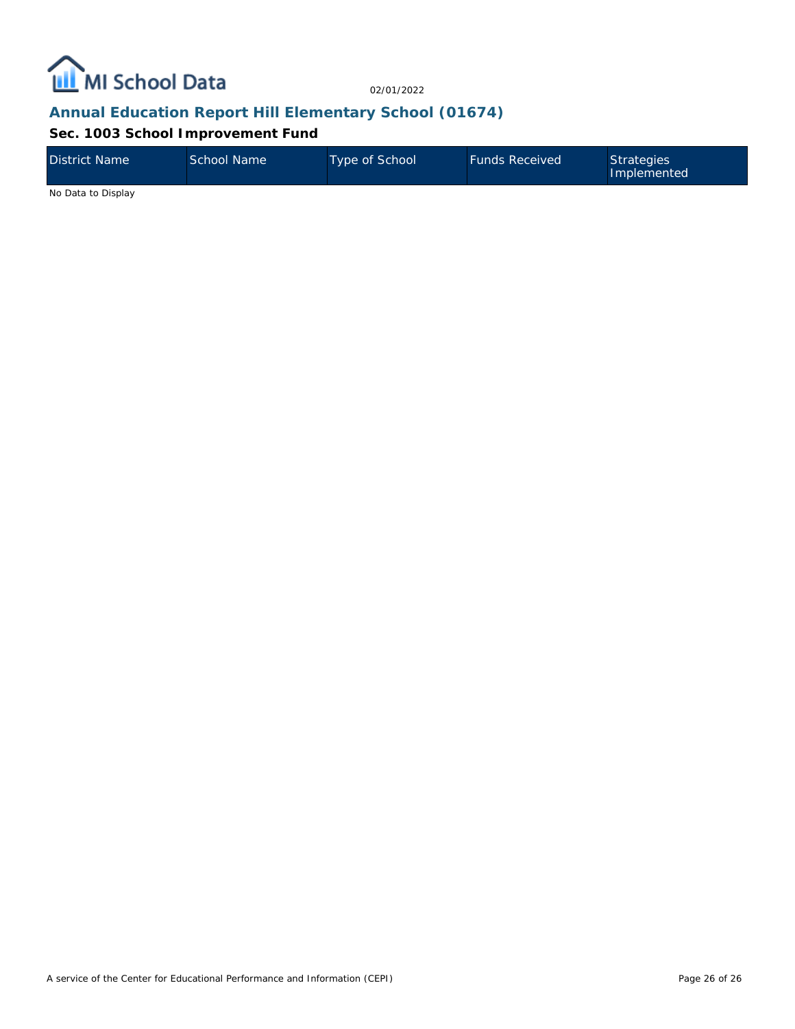## Annual Education Report Hill Elementary School (01674)

### Sec. 1003 School Improvement Fund

| District Name | School Name | Type of School | Funds Received | Strategies Implemented |
| --- | --- | --- | --- | --- |

No Data to Display